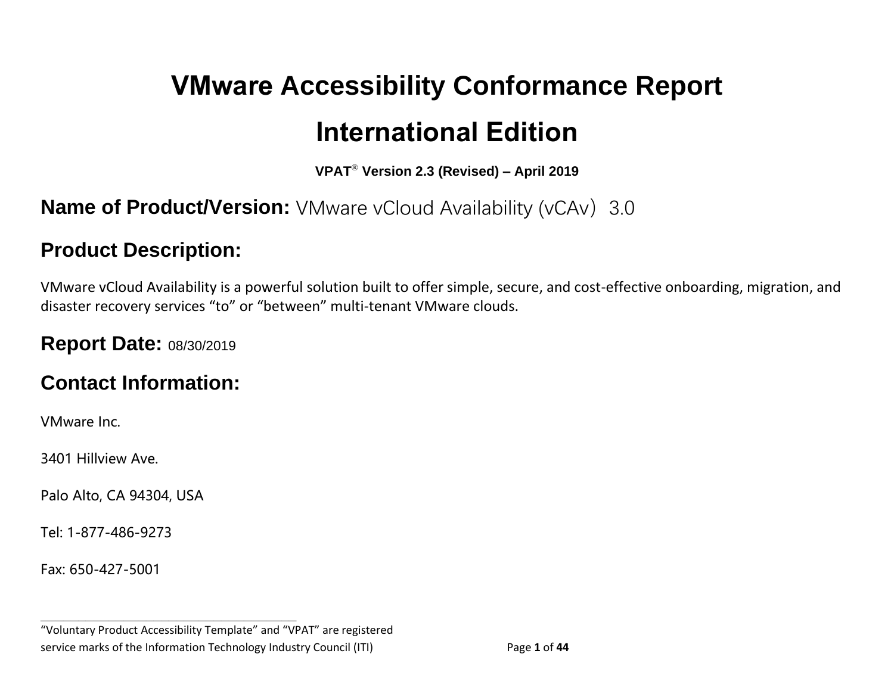# VMware Accessibility Conformance Report

# International Edition

**VPAT® Version 2.3 (Revised) – April 2019**

## Name of Product/Version: VMware vCloud Availability (vCAv）3.0

## Product Description:

VMware vCloud Availability is a powerful solution built to offer simple, secure, and cost-effective onboarding, migration, and disaster recovery services “to” or “between” multi-tenant VMware clouds.

## Report Date: 08/30/2019

## Contact Information:

VMware Inc.

3401 Hillview Ave.

Palo Alto, CA 94304, USA

Tel: 1-877-486-9273

Fax: 650-427-5001

---

“Voluntary Product Accessibility Template” and “VPAT” are registered service marks of the Information Technology Industry Council (ITI)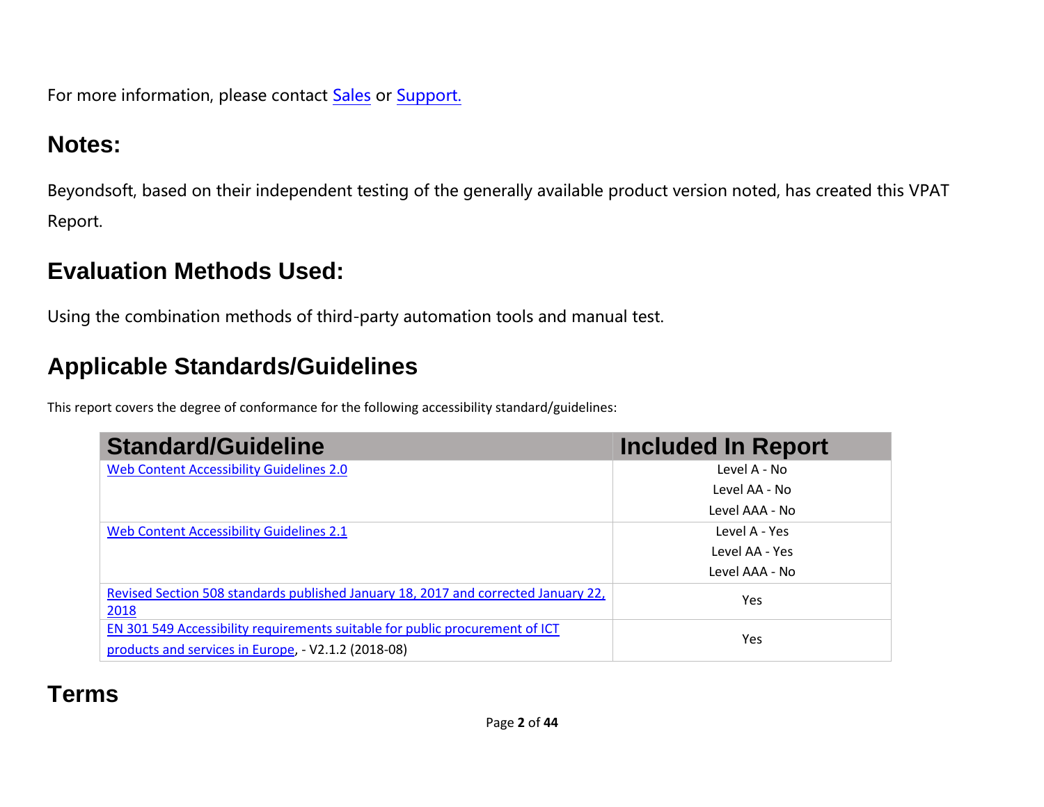For more information, please contact Sales or Support.

## Notes:

Beyondsoft, based on their independent testing of the generally available product version noted, has created this VPAT Report.

## Evaluation Methods Used:

Using the combination methods of third-party automation tools and manual test.

## Applicable Standards/Guidelines

This report covers the degree of conformance for the following accessibility standard/guidelines:

| Standard/Guideline | Included In Report |
| --- | --- |
| Web Content Accessibility Guidelines 2.0 | Level A - No<br>Level AA - No<br>Level AAA - No |
| Web Content Accessibility Guidelines 2.1 | Level A - Yes<br>Level AA - Yes<br>Level AAA - No |
| Revised Section 508 standards published January 18, 2017 and corrected January 22, 2018 | Yes |
| EN 301 549 Accessibility requirements suitable for public procurement of ICT products and services in Europe, - V2.1.2 (2018-08) | Yes |

## Terms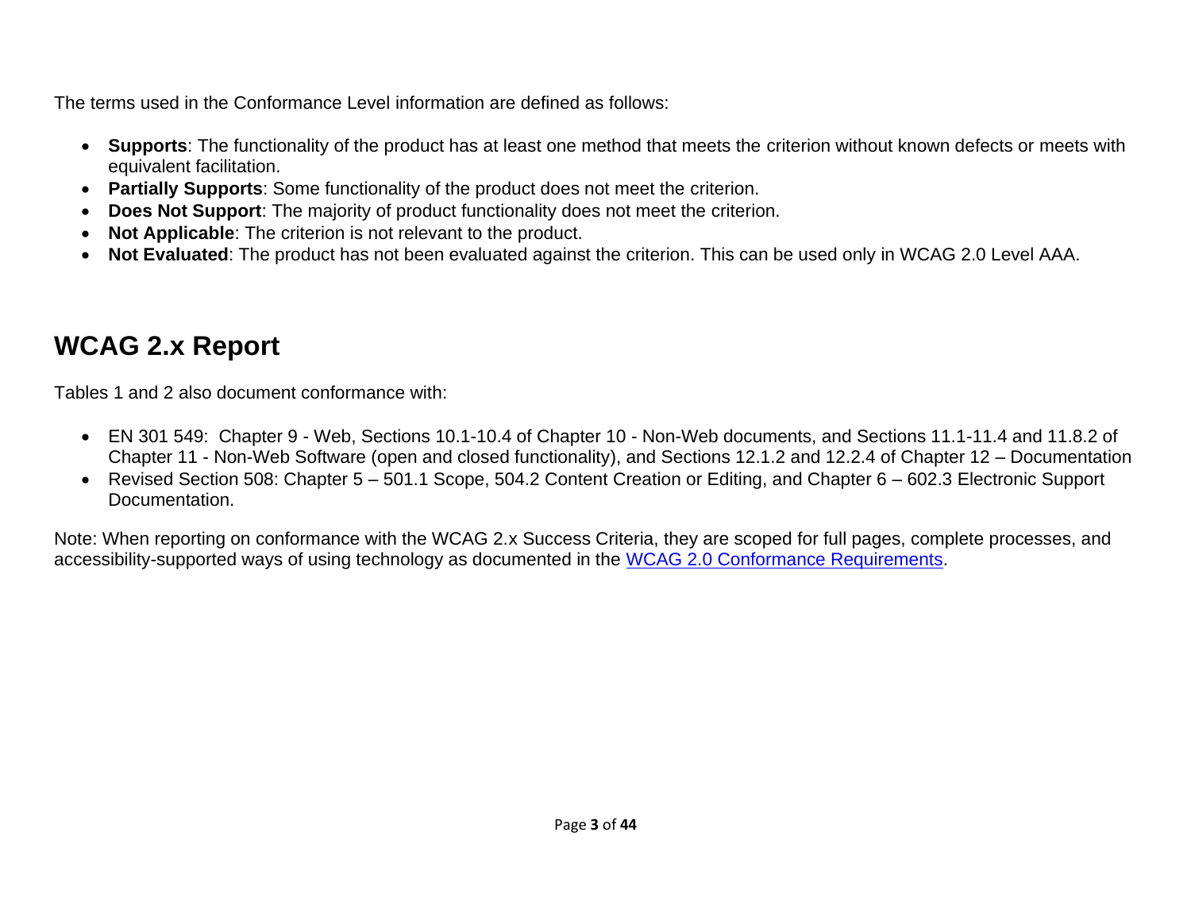The terms used in the Conformance Level information are defined as follows:

- **Supports**: The functionality of the product has at least one method that meets the criterion without known defects or meets with equivalent facilitation.
- **Partially Supports**: Some functionality of the product does not meet the criterion.
- **Does Not Support**: The majority of product functionality does not meet the criterion.
- **Not Applicable**: The criterion is not relevant to the product.
- **Not Evaluated**: The product has not been evaluated against the criterion. This can be used only in WCAG 2.0 Level AAA.

## WCAG 2.x Report

Tables 1 and 2 also document conformance with:

- EN 301 549: Chapter 9 - Web, Sections 10.1-10.4 of Chapter 10 - Non-Web documents, and Sections 11.1-11.4 and 11.8.2 of Chapter 11 - Non-Web Software (open and closed functionality), and Sections 12.1.2 and 12.2.4 of Chapter 12 – Documentation
- Revised Section 508: Chapter 5 – 501.1 Scope, 504.2 Content Creation or Editing, and Chapter 6 – 602.3 Electronic Support Documentation.

Note: When reporting on conformance with the WCAG 2.x Success Criteria, they are scoped for full pages, complete processes, and accessibility-supported ways of using technology as documented in the [WCAG 2.0 Conformance Requirements](#).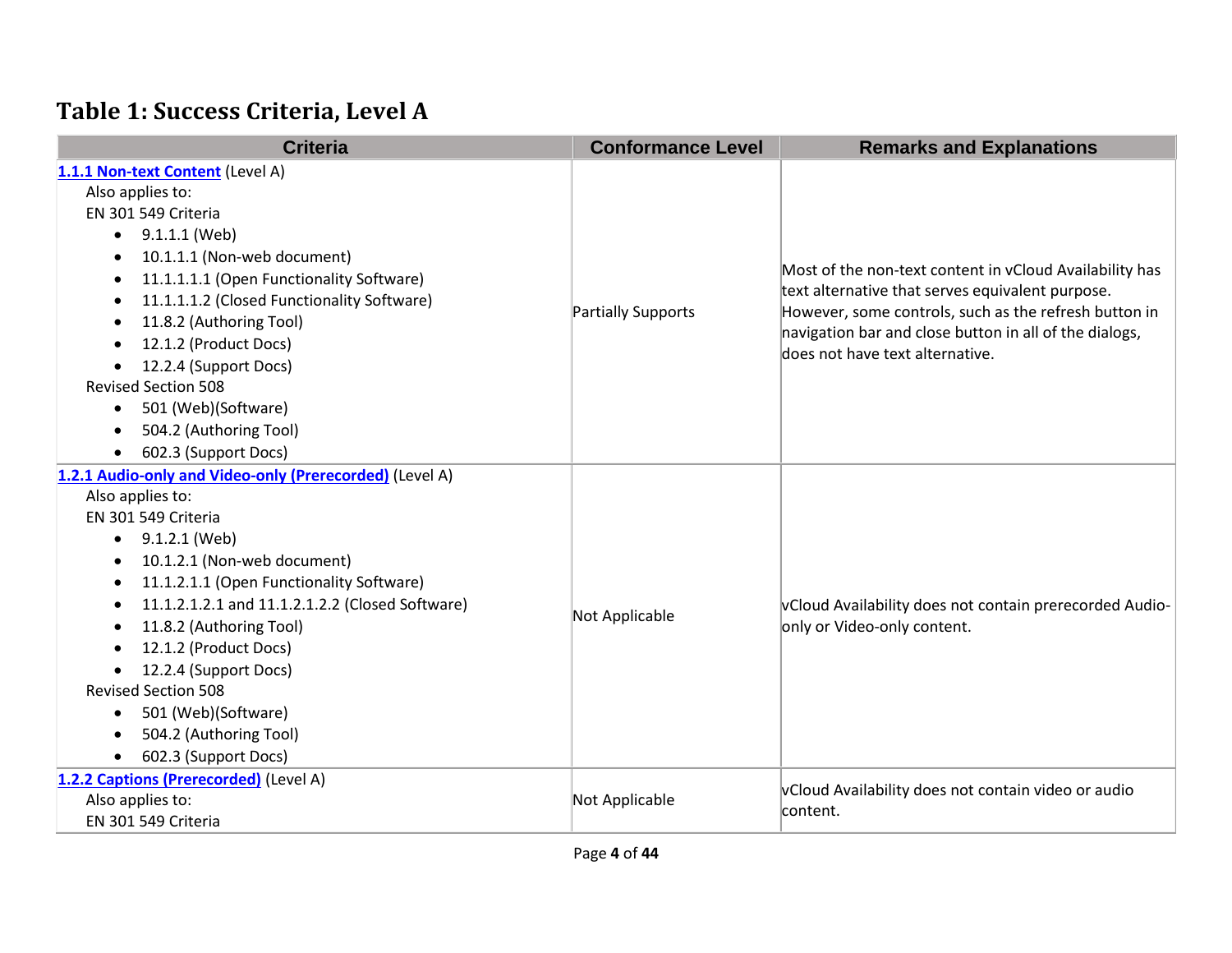## Table 1: Success Criteria, Level A

| Criteria | Conformance Level | Remarks and Explanations |
|---|---|---|
| **[1.1.1 Non-text Content](#)** (Level A)<br>Also applies to:<br>EN 301 549 Criteria<br>• 9.1.1.1 (Web)<br>• 10.1.1.1 (Non-web document)<br>• 11.1.1.1.1 (Open Functionality Software)<br>• 11.1.1.1.2 (Closed Functionality Software)<br>• 11.8.2 (Authoring Tool)<br>• 12.1.2 (Product Docs)<br>• 12.2.4 (Support Docs)<br>Revised Section 508<br>• 501 (Web)(Software)<br>• 504.2 (Authoring Tool)<br>• 602.3 (Support Docs) | Partially Supports | Most of the non-text content in vCloud Availability has text alternative that serves equivalent purpose. However, some controls, such as the refresh button in navigation bar and close button in all of the dialogs, does not have text alternative. |
| **[1.2.1 Audio-only and Video-only (Prerecorded)](#)** (Level A)<br>Also applies to:<br>EN 301 549 Criteria<br>• 9.1.2.1 (Web)<br>• 10.1.2.1 (Non-web document)<br>• 11.1.2.1.1 (Open Functionality Software)<br>• 11.1.2.1.2.1 and 11.1.2.1.2.2 (Closed Software)<br>• 11.8.2 (Authoring Tool)<br>• 12.1.2 (Product Docs)<br>• 12.2.4 (Support Docs)<br>Revised Section 508<br>• 501 (Web)(Software)<br>• 504.2 (Authoring Tool)<br>• 602.3 (Support Docs) | Not Applicable | vCloud Availability does not contain prerecorded Audio-only or Video-only content. |
| **[1.2.2 Captions (Prerecorded)](#)** (Level A)<br>Also applies to:<br>EN 301 549 Criteria | Not Applicable | vCloud Availability does not contain video or audio content. |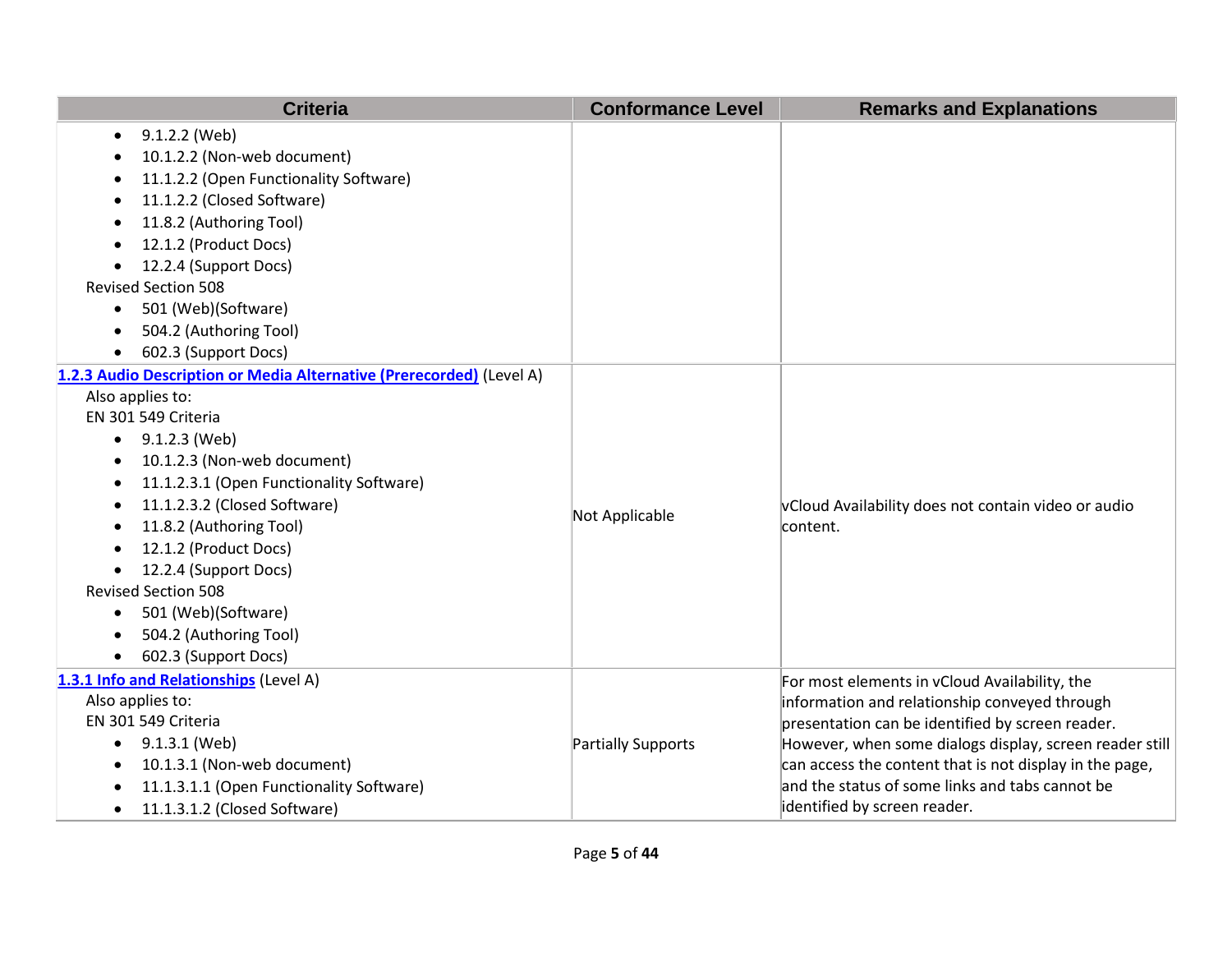| Criteria | Conformance Level | Remarks and Explanations |
|---|---|---|
| • 9.1.2.2 (Web)<br>• 10.1.2.2 (Non-web document)<br>• 11.1.2.2 (Open Functionality Software)<br>• 11.1.2.2 (Closed Software)<br>• 11.8.2 (Authoring Tool)<br>• 12.1.2 (Product Docs)<br>• 12.2.4 (Support Docs)<br>Revised Section 508<br>• 501 (Web)(Software)<br>• 504.2 (Authoring Tool)<br>• 602.3 (Support Docs) | | |
| [1.2.3 Audio Description or Media Alternative (Prerecorded)]() (Level A)<br>Also applies to:<br>EN 301 549 Criteria<br>• 9.1.2.3 (Web)<br>• 10.1.2.3 (Non-web document)<br>• 11.1.2.3.1 (Open Functionality Software)<br>• 11.1.2.3.2 (Closed Software)<br>• 11.8.2 (Authoring Tool)<br>• 12.1.2 (Product Docs)<br>• 12.2.4 (Support Docs)<br>Revised Section 508<br>• 501 (Web)(Software)<br>• 504.2 (Authoring Tool)<br>• 602.3 (Support Docs) | Not Applicable | vCloud Availability does not contain video or audio content. |
| [1.3.1 Info and Relationships]() (Level A)<br>Also applies to:<br>EN 301 549 Criteria<br>• 9.1.3.1 (Web)<br>• 10.1.3.1 (Non-web document)<br>• 11.1.3.1.1 (Open Functionality Software)<br>• 11.1.3.1.2 (Closed Software) | Partially Supports | For most elements in vCloud Availability, the information and relationship conveyed through presentation can be identified by screen reader. However, when some dialogs display, screen reader still can access the content that is not display in the page, and the status of some links and tabs cannot be identified by screen reader. |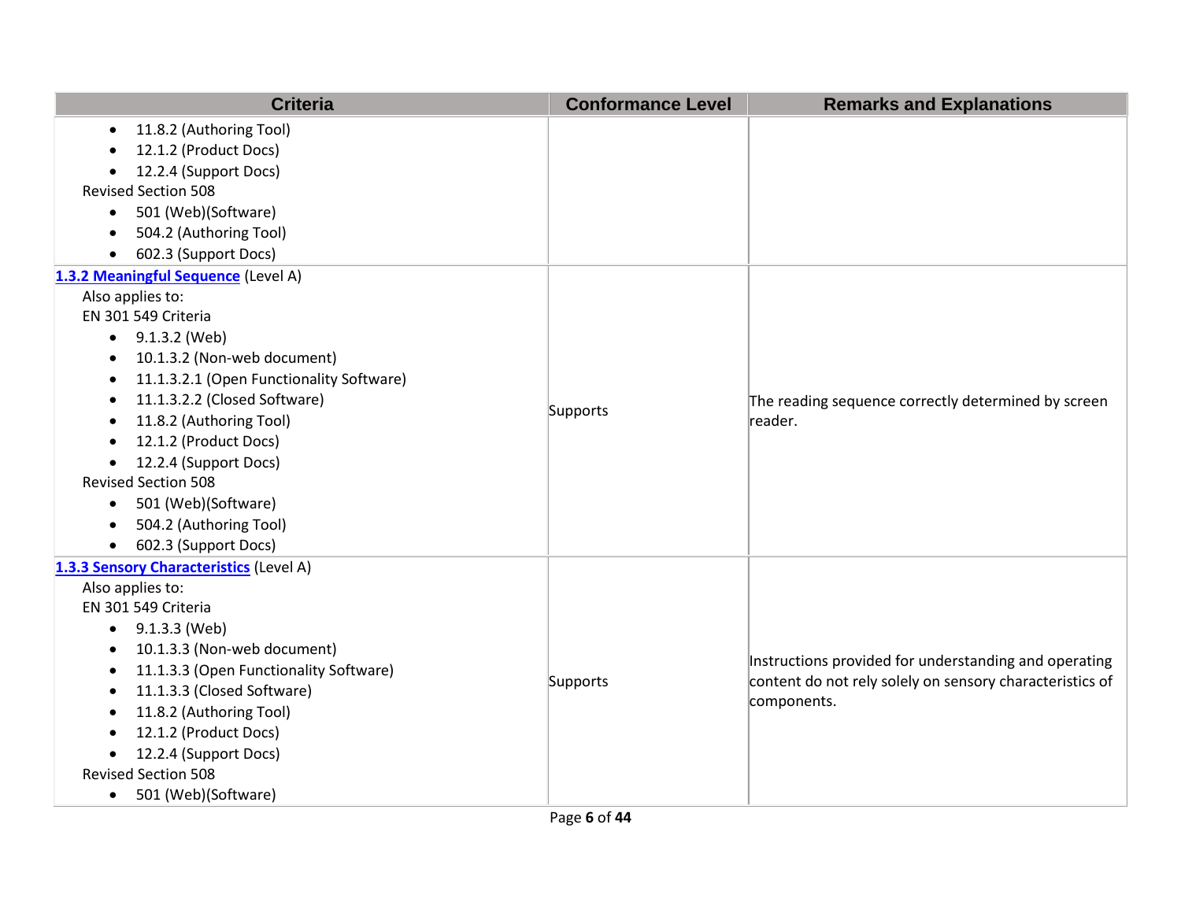| Criteria | Conformance Level | Remarks and Explanations |
|---|---|---|
| • 11.8.2 (Authoring Tool)<br>• 12.1.2 (Product Docs)<br>• 12.2.4 (Support Docs)<br>Revised Section 508<br>• 501 (Web)(Software)<br>• 504.2 (Authoring Tool)<br>• 602.3 (Support Docs) | | |
| **1.3.2 Meaningful Sequence** (Level A)<br>Also applies to:<br>EN 301 549 Criteria<br>• 9.1.3.2 (Web)<br>• 10.1.3.2 (Non-web document)<br>• 11.1.3.2.1 (Open Functionality Software)<br>• 11.1.3.2.2 (Closed Software)<br>• 11.8.2 (Authoring Tool)<br>• 12.1.2 (Product Docs)<br>• 12.2.4 (Support Docs)<br>Revised Section 508<br>• 501 (Web)(Software)<br>• 504.2 (Authoring Tool)<br>• 602.3 (Support Docs) | Supports | The reading sequence correctly determined by screen reader. |
| **1.3.3 Sensory Characteristics** (Level A)<br>Also applies to:<br>EN 301 549 Criteria<br>• 9.1.3.3 (Web)<br>• 10.1.3.3 (Non-web document)<br>• 11.1.3.3 (Open Functionality Software)<br>• 11.1.3.3 (Closed Software)<br>• 11.8.2 (Authoring Tool)<br>• 12.1.2 (Product Docs)<br>• 12.2.4 (Support Docs)<br>Revised Section 508<br>• 501 (Web)(Software) | Supports | Instructions provided for understanding and operating content do not rely solely on sensory characteristics of components. |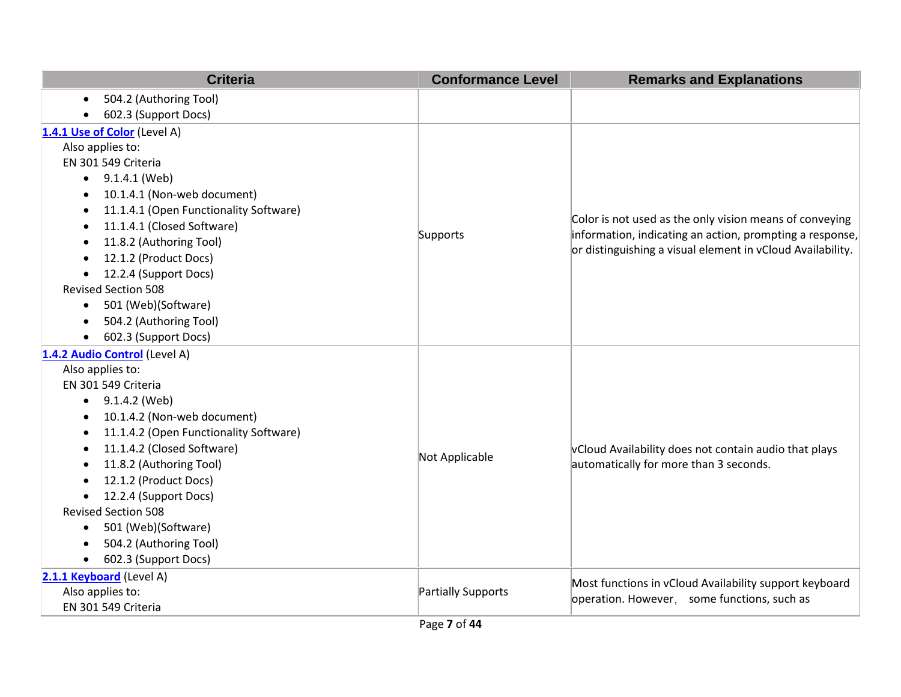| Criteria | Conformance Level | Remarks and Explanations |
|---|---|---|
| • 504.2 (Authoring Tool)<br>• 602.3 (Support Docs) | | |
| **1.4.1 Use of Color** (Level A)<br>Also applies to:<br>EN 301 549 Criteria<br>• 9.1.4.1 (Web)<br>• 10.1.4.1 (Non-web document)<br>• 11.1.4.1 (Open Functionality Software)<br>• 11.1.4.1 (Closed Software)<br>• 11.8.2 (Authoring Tool)<br>• 12.1.2 (Product Docs)<br>• 12.2.4 (Support Docs)<br>Revised Section 508<br>• 501 (Web)(Software)<br>• 504.2 (Authoring Tool)<br>• 602.3 (Support Docs) | Supports | Color is not used as the only vision means of conveying information, indicating an action, prompting a response, or distinguishing a visual element in vCloud Availability. |
| **1.4.2 Audio Control** (Level A)<br>Also applies to:<br>EN 301 549 Criteria<br>• 9.1.4.2 (Web)<br>• 10.1.4.2 (Non-web document)<br>• 11.1.4.2 (Open Functionality Software)<br>• 11.1.4.2 (Closed Software)<br>• 11.8.2 (Authoring Tool)<br>• 12.1.2 (Product Docs)<br>• 12.2.4 (Support Docs)<br>Revised Section 508<br>• 501 (Web)(Software)<br>• 504.2 (Authoring Tool)<br>• 602.3 (Support Docs) | Not Applicable | vCloud Availability does not contain audio that plays automatically for more than 3 seconds. |
| **2.1.1 Keyboard** (Level A)<br>Also applies to:<br>EN 301 549 Criteria | Partially Supports | Most functions in vCloud Availability support keyboard operation. However, some functions, such as |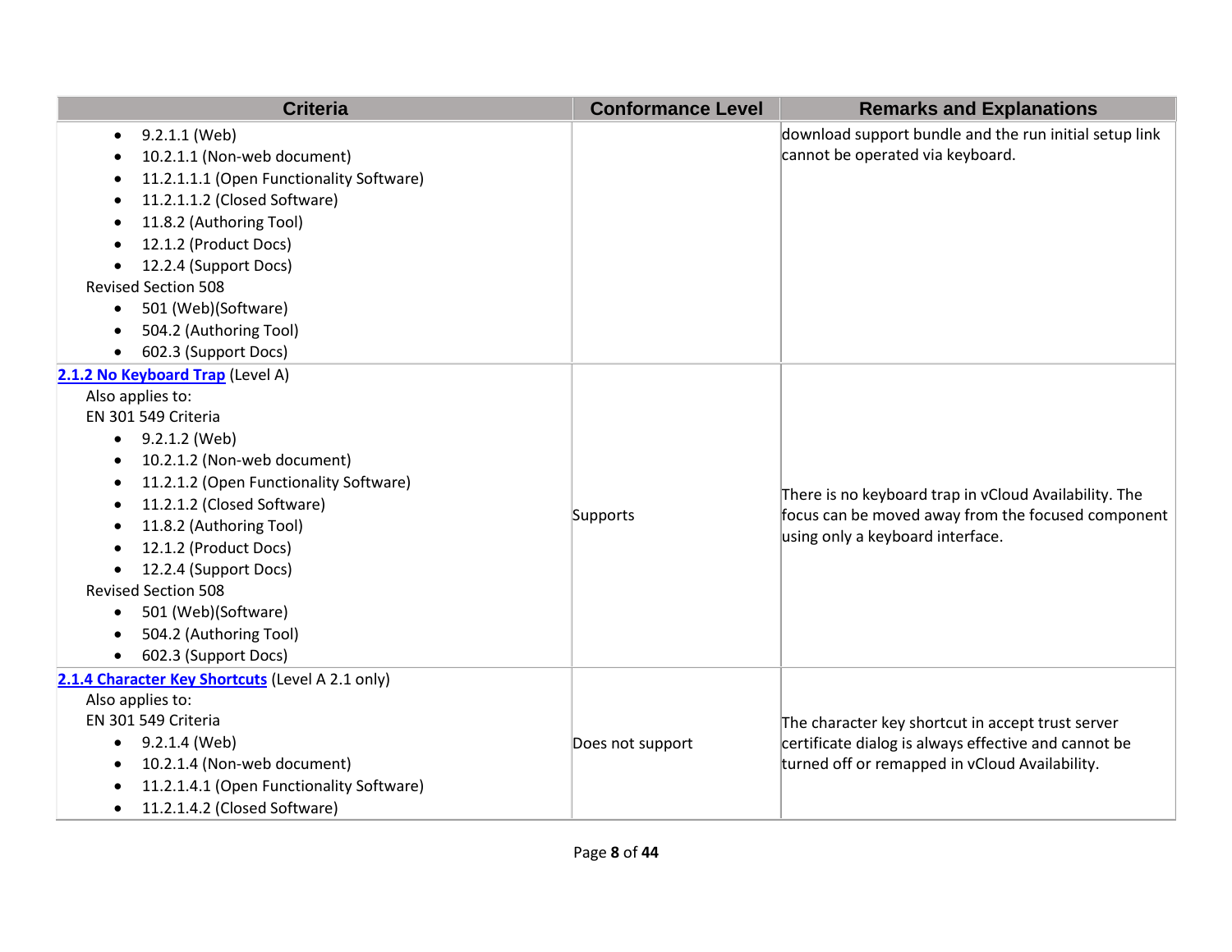| Criteria | Conformance Level | Remarks and Explanations |
|---|---|---|
| <ul><li>9.2.1.1 (Web)</li><li>10.2.1.1 (Non-web document)</li><li>11.2.1.1.1 (Open Functionality Software)</li><li>11.2.1.1.2 (Closed Software)</li><li>11.8.2 (Authoring Tool)</li><li>12.1.2 (Product Docs)</li><li>12.2.4 (Support Docs)</li></ul>Revised Section 508<ul><li>501 (Web)(Software)</li><li>504.2 (Authoring Tool)</li><li>602.3 (Support Docs)</li></ul> | | download support bundle and the run initial setup link cannot be operated via keyboard. |
| [2.1.2 No Keyboard Trap](#) (Level A)<br>Also applies to:<br>EN 301 549 Criteria<ul><li>9.2.1.2 (Web)</li><li>10.2.1.2 (Non-web document)</li><li>11.2.1.2 (Open Functionality Software)</li><li>11.2.1.2 (Closed Software)</li><li>11.8.2 (Authoring Tool)</li><li>12.1.2 (Product Docs)</li><li>12.2.4 (Support Docs)</li></ul>Revised Section 508<ul><li>501 (Web)(Software)</li><li>504.2 (Authoring Tool)</li><li>602.3 (Support Docs)</li></ul> | Supports | There is no keyboard trap in vCloud Availability. The focus can be moved away from the focused component using only a keyboard interface. |
| [2.1.4 Character Key Shortcuts](#) (Level A 2.1 only)<br>Also applies to:<br>EN 301 549 Criteria<ul><li>9.2.1.4 (Web)</li><li>10.2.1.4 (Non-web document)</li><li>11.2.1.4.1 (Open Functionality Software)</li><li>11.2.1.4.2 (Closed Software)</li></ul> | Does not support | The character key shortcut in accept trust server certificate dialog is always effective and cannot be turned off or remapped in vCloud Availability. |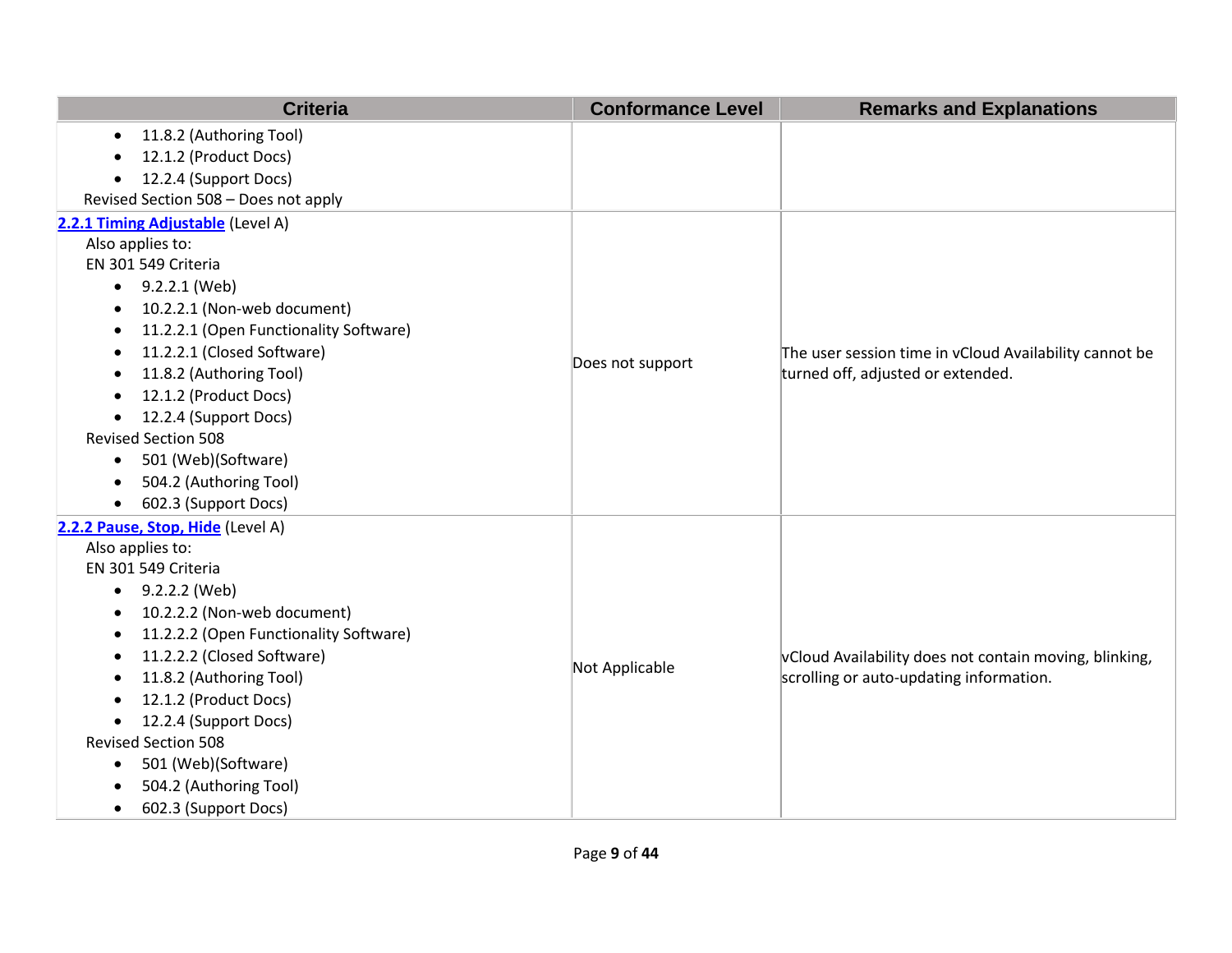| Criteria | Conformance Level | Remarks and Explanations |
|---|---|---|
| • 11.8.2 (Authoring Tool)<br>• 12.1.2 (Product Docs)<br>• 12.2.4 (Support Docs)<br>Revised Section 508 – Does not apply | | |
| **[2.2.1 Timing Adjustable]()** (Level A)<br>Also applies to:<br>EN 301 549 Criteria<br>• 9.2.2.1 (Web)<br>• 10.2.2.1 (Non-web document)<br>• 11.2.2.1 (Open Functionality Software)<br>• 11.2.2.1 (Closed Software)<br>• 11.8.2 (Authoring Tool)<br>• 12.1.2 (Product Docs)<br>• 12.2.4 (Support Docs)<br>Revised Section 508<br>• 501 (Web)(Software)<br>• 504.2 (Authoring Tool)<br>• 602.3 (Support Docs) | Does not support | The user session time in vCloud Availability cannot be turned off, adjusted or extended. |
| **[2.2.2 Pause, Stop, Hide]()** (Level A)<br>Also applies to:<br>EN 301 549 Criteria<br>• 9.2.2.2 (Web)<br>• 10.2.2.2 (Non-web document)<br>• 11.2.2.2 (Open Functionality Software)<br>• 11.2.2.2 (Closed Software)<br>• 11.8.2 (Authoring Tool)<br>• 12.1.2 (Product Docs)<br>• 12.2.4 (Support Docs)<br>Revised Section 508<br>• 501 (Web)(Software)<br>• 504.2 (Authoring Tool)<br>• 602.3 (Support Docs) | Not Applicable | vCloud Availability does not contain moving, blinking, scrolling or auto-updating information. |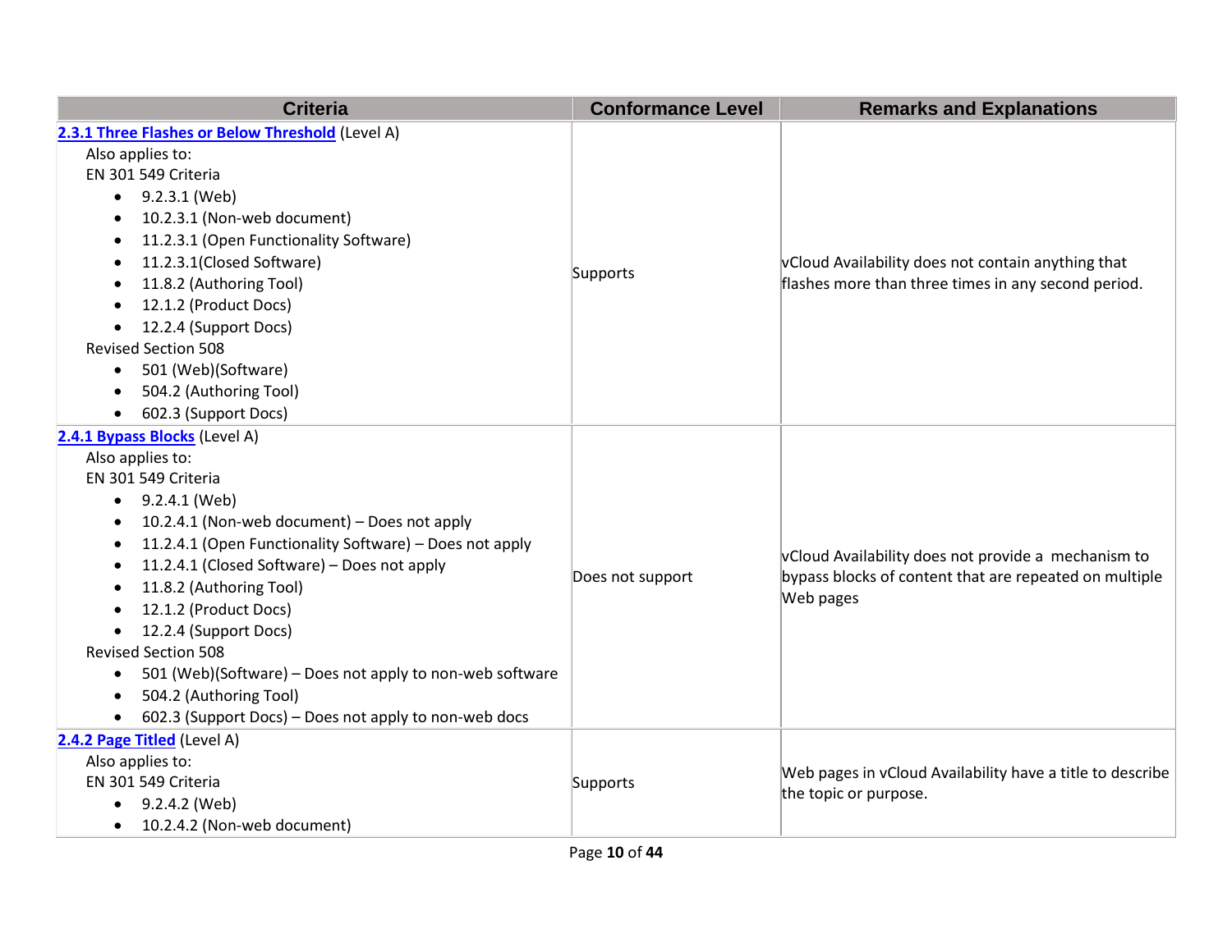| Criteria | Conformance Level | Remarks and Explanations |
| --- | --- | --- |
| [2.3.1 Three Flashes or Below Threshold](#) (Level A)<br>Also applies to:<br>EN 301 549 Criteria<br>• 9.2.3.1 (Web)<br>• 10.2.3.1 (Non-web document)<br>• 11.2.3.1 (Open Functionality Software)<br>• 11.2.3.1(Closed Software)<br>• 11.8.2 (Authoring Tool)<br>• 12.1.2 (Product Docs)<br>• 12.2.4 (Support Docs)<br>Revised Section 508<br>• 501 (Web)(Software)<br>• 504.2 (Authoring Tool)<br>• 602.3 (Support Docs) | Supports | vCloud Availability does not contain anything that flashes more than three times in any second period. |
| [2.4.1 Bypass Blocks](#) (Level A)<br>Also applies to:<br>EN 301 549 Criteria<br>• 9.2.4.1 (Web)<br>• 10.2.4.1 (Non-web document) – Does not apply<br>• 11.2.4.1 (Open Functionality Software) – Does not apply<br>• 11.2.4.1 (Closed Software) – Does not apply<br>• 11.8.2 (Authoring Tool)<br>• 12.1.2 (Product Docs)<br>• 12.2.4 (Support Docs)<br>Revised Section 508<br>• 501 (Web)(Software) – Does not apply to non-web software<br>• 504.2 (Authoring Tool)<br>• 602.3 (Support Docs) – Does not apply to non-web docs | Does not support | vCloud Availability does not provide a mechanism to bypass blocks of content that are repeated on multiple Web pages |
| [2.4.2 Page Titled](#) (Level A)<br>Also applies to:<br>EN 301 549 Criteria<br>• 9.2.4.2 (Web)<br>• 10.2.4.2 (Non-web document) | Supports | Web pages in vCloud Availability have a title to describe the topic or purpose. |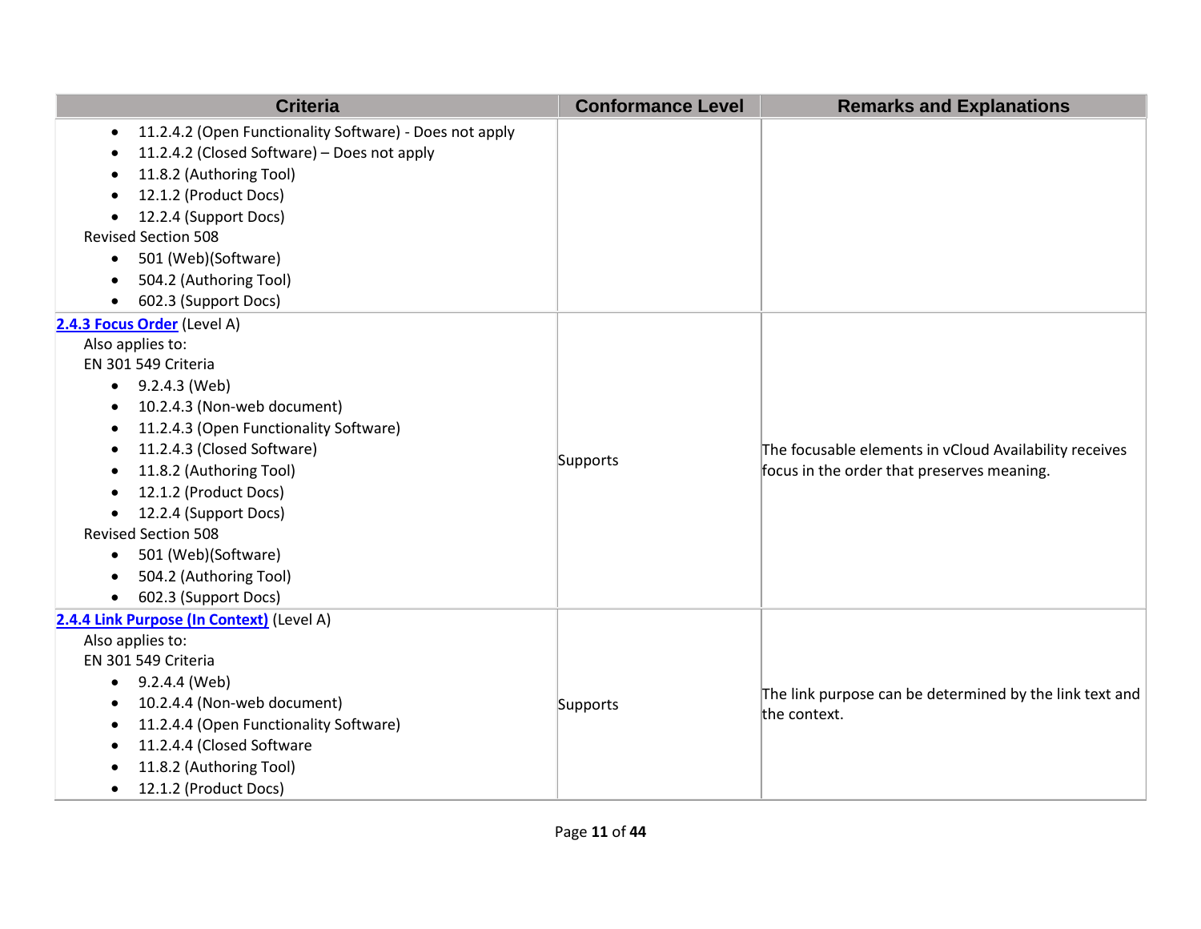| Criteria | Conformance Level | Remarks and Explanations |
| --- | --- | --- |
| • 11.2.4.2 (Open Functionality Software) - Does not apply<br>• 11.2.4.2 (Closed Software) – Does not apply<br>• 11.8.2 (Authoring Tool)<br>• 12.1.2 (Product Docs)<br>• 12.2.4 (Support Docs)<br>Revised Section 508<br>• 501 (Web)(Software)<br>• 504.2 (Authoring Tool)<br>• 602.3 (Support Docs) | | |
| **[2.4.3 Focus Order]()** (Level A)<br>Also applies to:<br>EN 301 549 Criteria<br>• 9.2.4.3 (Web)<br>• 10.2.4.3 (Non-web document)<br>• 11.2.4.3 (Open Functionality Software)<br>• 11.2.4.3 (Closed Software)<br>• 11.8.2 (Authoring Tool)<br>• 12.1.2 (Product Docs)<br>• 12.2.4 (Support Docs)<br>Revised Section 508<br>• 501 (Web)(Software)<br>• 504.2 (Authoring Tool)<br>• 602.3 (Support Docs) | Supports | The focusable elements in vCloud Availability receives focus in the order that preserves meaning. |
| **[2.4.4 Link Purpose (In Context)]()** (Level A)<br>Also applies to:<br>EN 301 549 Criteria<br>• 9.2.4.4 (Web)<br>• 10.2.4.4 (Non-web document)<br>• 11.2.4.4 (Open Functionality Software)<br>• 11.2.4.4 (Closed Software<br>• 11.8.2 (Authoring Tool)<br>• 12.1.2 (Product Docs) | Supports | The link purpose can be determined by the link text and the context. |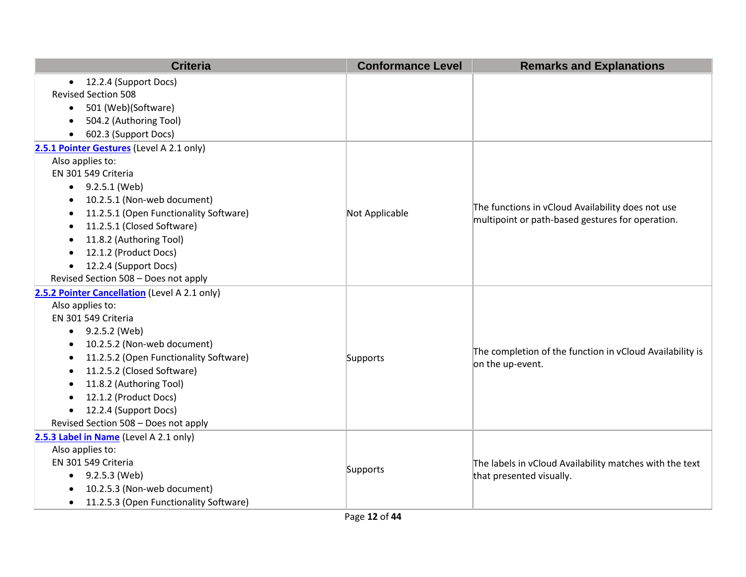| Criteria | Conformance Level | Remarks and Explanations |
|---|---|---|
| • 12.2.4 (Support Docs)<br>Revised Section 508<br>• 501 (Web)(Software)<br>• 504.2 (Authoring Tool)<br>• 602.3 (Support Docs) | | |
| **2.5.1 Pointer Gestures** (Level A 2.1 only)<br>Also applies to:<br>EN 301 549 Criteria<br>• 9.2.5.1 (Web)<br>• 10.2.5.1 (Non-web document)<br>• 11.2.5.1 (Open Functionality Software)<br>• 11.2.5.1 (Closed Software)<br>• 11.8.2 (Authoring Tool)<br>• 12.1.2 (Product Docs)<br>• 12.2.4 (Support Docs)<br>Revised Section 508 – Does not apply | Not Applicable | The functions in vCloud Availability does not use multipoint or path-based gestures for operation. |
| **2.5.2 Pointer Cancellation** (Level A 2.1 only)<br>Also applies to:<br>EN 301 549 Criteria<br>• 9.2.5.2 (Web)<br>• 10.2.5.2 (Non-web document)<br>• 11.2.5.2 (Open Functionality Software)<br>• 11.2.5.2 (Closed Software)<br>• 11.8.2 (Authoring Tool)<br>• 12.1.2 (Product Docs)<br>• 12.2.4 (Support Docs)<br>Revised Section 508 – Does not apply | Supports | The completion of the function in vCloud Availability is on the up-event. |
| **2.5.3 Label in Name** (Level A 2.1 only)<br>Also applies to:<br>EN 301 549 Criteria<br>• 9.2.5.3 (Web)<br>• 10.2.5.3 (Non-web document)<br>• 11.2.5.3 (Open Functionality Software) | Supports | The labels in vCloud Availability matches with the text that presented visually. |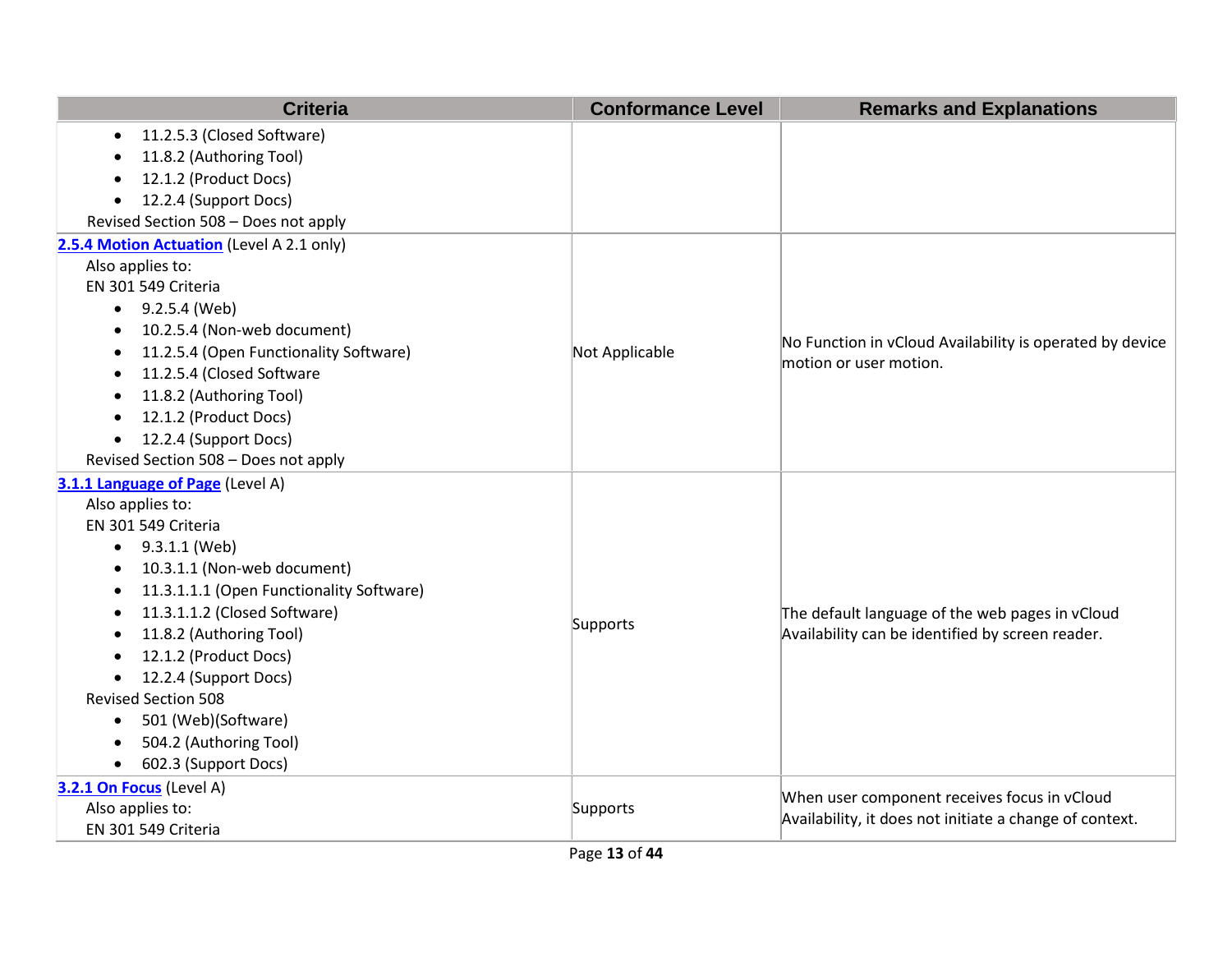| Criteria | Conformance Level | Remarks and Explanations |
|---|---|---|
| • 11.2.5.3 (Closed Software)<br>• 11.8.2 (Authoring Tool)<br>• 12.1.2 (Product Docs)<br>• 12.2.4 (Support Docs)<br>Revised Section 508 – Does not apply | | |
| **2.5.4 Motion Actuation** (Level A 2.1 only)<br>Also applies to:<br>EN 301 549 Criteria<br>• 9.2.5.4 (Web)<br>• 10.2.5.4 (Non-web document)<br>• 11.2.5.4 (Open Functionality Software)<br>• 11.2.5.4 (Closed Software<br>• 11.8.2 (Authoring Tool)<br>• 12.1.2 (Product Docs)<br>• 12.2.4 (Support Docs)<br>Revised Section 508 – Does not apply | Not Applicable | No Function in vCloud Availability is operated by device motion or user motion. |
| **3.1.1 Language of Page** (Level A)<br>Also applies to:<br>EN 301 549 Criteria<br>• 9.3.1.1 (Web)<br>• 10.3.1.1 (Non-web document)<br>• 11.3.1.1.1 (Open Functionality Software)<br>• 11.3.1.1.2 (Closed Software)<br>• 11.8.2 (Authoring Tool)<br>• 12.1.2 (Product Docs)<br>• 12.2.4 (Support Docs)<br>Revised Section 508<br>• 501 (Web)(Software)<br>• 504.2 (Authoring Tool)<br>• 602.3 (Support Docs) | Supports | The default language of the web pages in vCloud Availability can be identified by screen reader. |
| **3.2.1 On Focus** (Level A)<br>Also applies to:<br>EN 301 549 Criteria | Supports | When user component receives focus in vCloud Availability, it does not initiate a change of context. |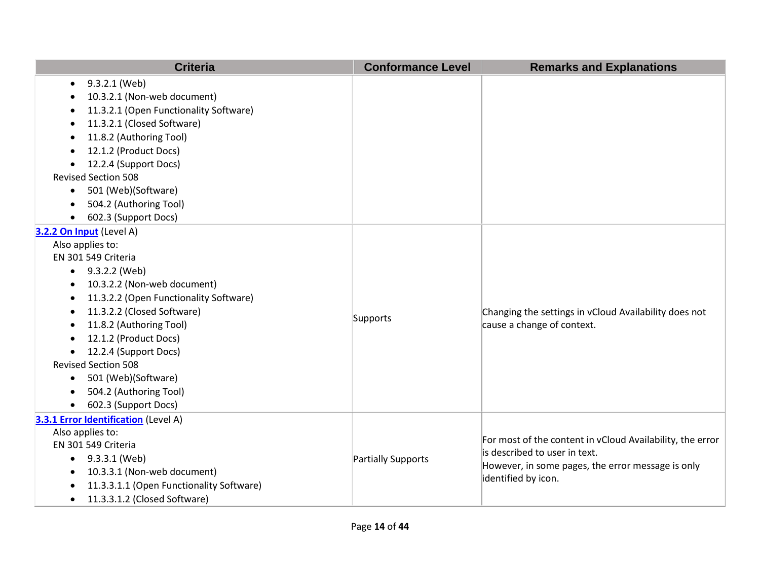| Criteria | Conformance Level | Remarks and Explanations |
| --- | --- | --- |
| <ul><li>9.3.2.1 (Web)</li><li>10.3.2.1 (Non-web document)</li><li>11.3.2.1 (Open Functionality Software)</li><li>11.3.2.1 (Closed Software)</li><li>11.8.2 (Authoring Tool)</li><li>12.1.2 (Product Docs)</li><li>12.2.4 (Support Docs)</li></ul>Revised Section 508<ul><li>501 (Web)(Software)</li><li>504.2 (Authoring Tool)</li><li>602.3 (Support Docs)</li></ul> | | |
| **3.2.2 On Input** (Level A)<br>Also applies to:<br>EN 301 549 Criteria<ul><li>9.3.2.2 (Web)</li><li>10.3.2.2 (Non-web document)</li><li>11.3.2.2 (Open Functionality Software)</li><li>11.3.2.2 (Closed Software)</li><li>11.8.2 (Authoring Tool)</li><li>12.1.2 (Product Docs)</li><li>12.2.4 (Support Docs)</li></ul>Revised Section 508<ul><li>501 (Web)(Software)</li><li>504.2 (Authoring Tool)</li><li>602.3 (Support Docs)</li></ul> | Supports | Changing the settings in vCloud Availability does not cause a change of context. |
| **3.3.1 Error Identification** (Level A)<br>Also applies to:<br>EN 301 549 Criteria<ul><li>9.3.3.1 (Web)</li><li>10.3.3.1 (Non-web document)</li><li>11.3.3.1.1 (Open Functionality Software)</li><li>11.3.3.1.2 (Closed Software)</li></ul> | Partially Supports | For most of the content in vCloud Availability, the error is described to user in text.<br>However, in some pages, the error message is only identified by icon. |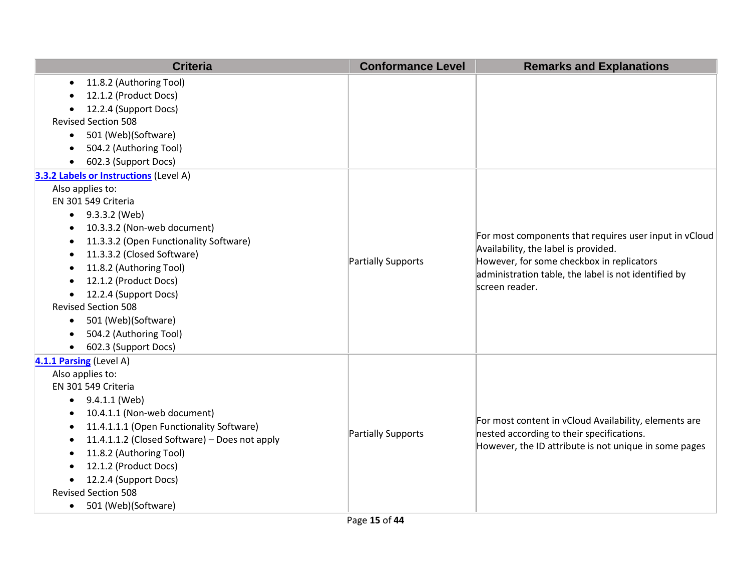| Criteria | Conformance Level | Remarks and Explanations |
| --- | --- | --- |
| • 11.8.2 (Authoring Tool)<br>• 12.1.2 (Product Docs)<br>• 12.2.4 (Support Docs)<br>Revised Section 508<br>• 501 (Web)(Software)<br>• 504.2 (Authoring Tool)<br>• 602.3 (Support Docs) | | |
| **3.3.2 Labels or Instructions** (Level A)<br>Also applies to:<br>EN 301 549 Criteria<br>• 9.3.3.2 (Web)<br>• 10.3.3.2 (Non-web document)<br>• 11.3.3.2 (Open Functionality Software)<br>• 11.3.3.2 (Closed Software)<br>• 11.8.2 (Authoring Tool)<br>• 12.1.2 (Product Docs)<br>• 12.2.4 (Support Docs)<br>Revised Section 508<br>• 501 (Web)(Software)<br>• 504.2 (Authoring Tool)<br>• 602.3 (Support Docs) | Partially Supports | For most components that requires user input in vCloud Availability, the label is provided.<br>However, for some checkbox in replicators administration table, the label is not identified by screen reader. |
| **4.1.1 Parsing** (Level A)<br>Also applies to:<br>EN 301 549 Criteria<br>• 9.4.1.1 (Web)<br>• 10.4.1.1 (Non-web document)<br>• 11.4.1.1.1 (Open Functionality Software)<br>• 11.4.1.1.2 (Closed Software) – Does not apply<br>• 11.8.2 (Authoring Tool)<br>• 12.1.2 (Product Docs)<br>• 12.2.4 (Support Docs)<br>Revised Section 508<br>• 501 (Web)(Software) | Partially Supports | For most content in vCloud Availability, elements are nested according to their specifications.<br>However, the ID attribute is not unique in some pages |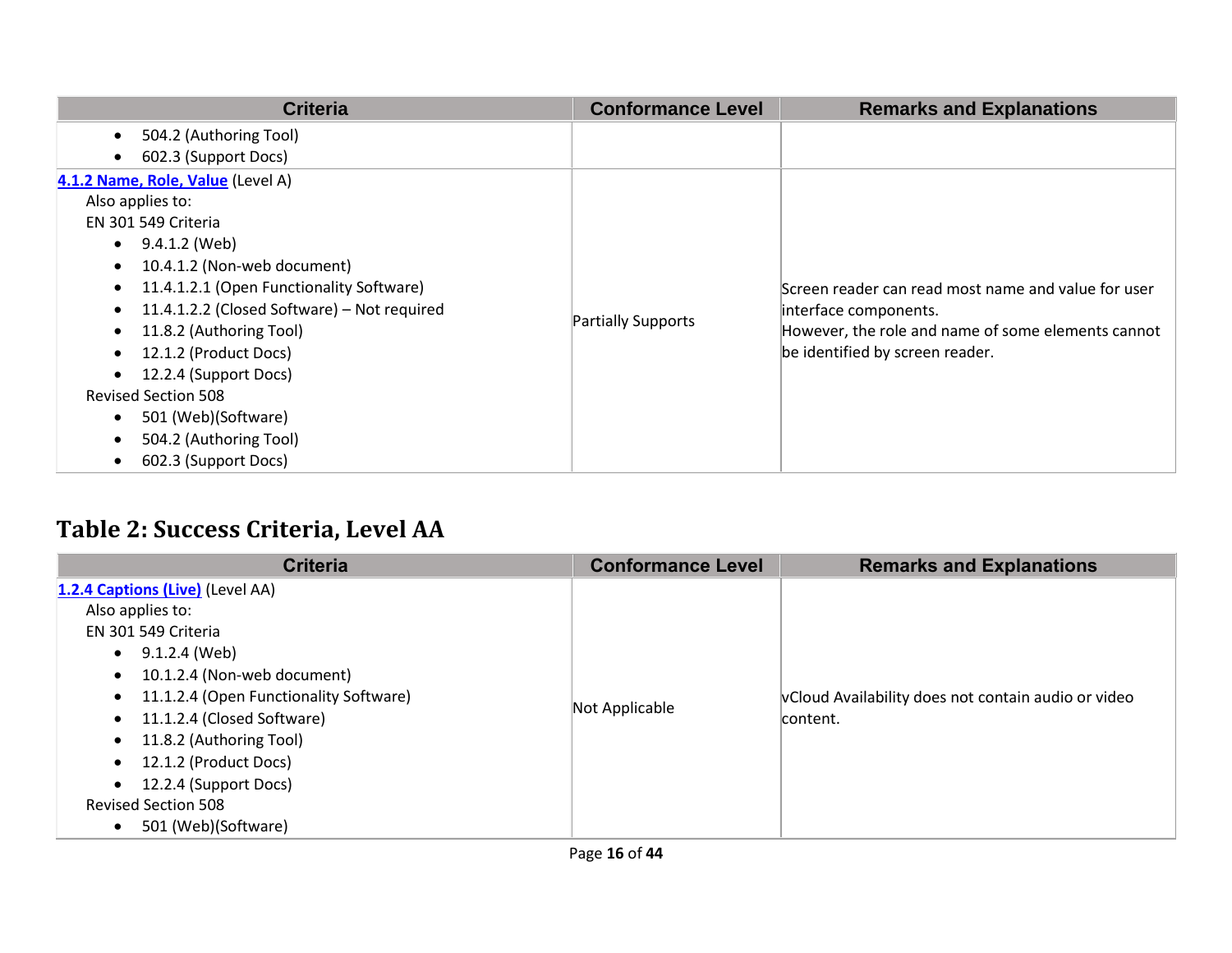| Criteria | Conformance Level | Remarks and Explanations |
|---|---|---|
| • 504.2 (Authoring Tool)<br>• 602.3 (Support Docs) | | |
| [4.1.2 Name, Role, Value](#) (Level A)<br>Also applies to:<br>EN 301 549 Criteria<br>• 9.4.1.2 (Web)<br>• 10.4.1.2 (Non-web document)<br>• 11.4.1.2.1 (Open Functionality Software)<br>• 11.4.1.2.2 (Closed Software) – Not required<br>• 11.8.2 (Authoring Tool)<br>• 12.1.2 (Product Docs)<br>• 12.2.4 (Support Docs)<br>Revised Section 508<br>• 501 (Web)(Software)<br>• 504.2 (Authoring Tool)<br>• 602.3 (Support Docs) | Partially Supports | Screen reader can read most name and value for user interface components.<br>However, the role and name of some elements cannot be identified by screen reader. |

## Table 2: Success Criteria, Level AA

| Criteria | Conformance Level | Remarks and Explanations |
|---|---|---|
| [1.2.4 Captions (Live)](#) (Level AA)<br>Also applies to:<br>EN 301 549 Criteria<br>• 9.1.2.4 (Web)<br>• 10.1.2.4 (Non-web document)<br>• 11.1.2.4 (Open Functionality Software)<br>• 11.1.2.4 (Closed Software)<br>• 11.8.2 (Authoring Tool)<br>• 12.1.2 (Product Docs)<br>• 12.2.4 (Support Docs)<br>Revised Section 508<br>• 501 (Web)(Software) | Not Applicable | vCloud Availability does not contain audio or video content. |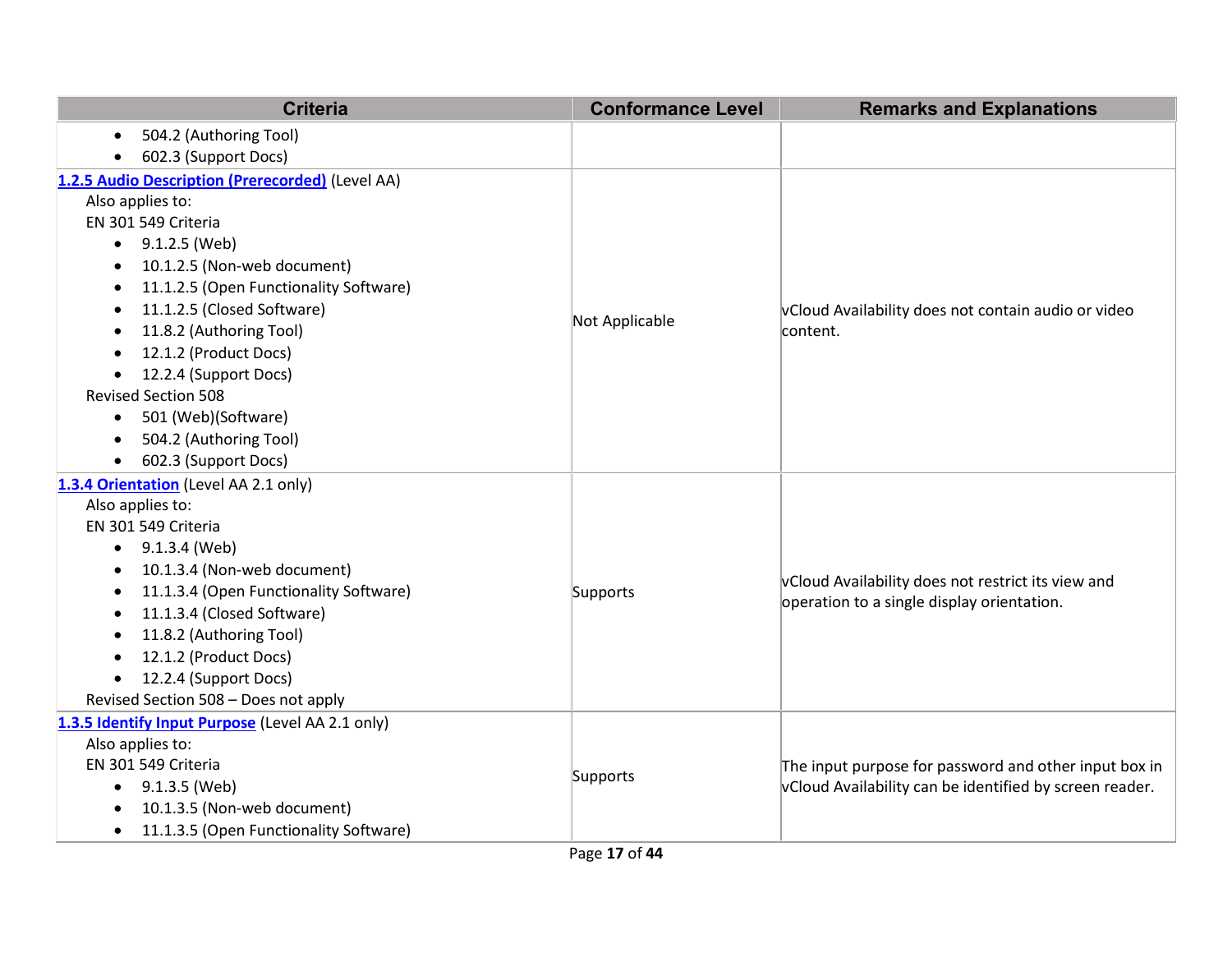| Criteria | Conformance Level | Remarks and Explanations |
|---|---|---|
| <ul><li>504.2 (Authoring Tool)</li><li>602.3 (Support Docs)</li></ul> | | |
| [**1.2.5 Audio Description (Prerecorded)**]() (Level AA)<br>Also applies to:<br>EN 301 549 Criteria<ul><li>9.1.2.5 (Web)</li><li>10.1.2.5 (Non-web document)</li><li>11.1.2.5 (Open Functionality Software)</li><li>11.1.2.5 (Closed Software)</li><li>11.8.2 (Authoring Tool)</li><li>12.1.2 (Product Docs)</li><li>12.2.4 (Support Docs)</li></ul>Revised Section 508<ul><li>501 (Web)(Software)</li><li>504.2 (Authoring Tool)</li><li>602.3 (Support Docs)</li></ul> | Not Applicable | vCloud Availability does not contain audio or video content. |
| [**1.3.4 Orientation**]() (Level AA 2.1 only)<br>Also applies to:<br>EN 301 549 Criteria<ul><li>9.1.3.4 (Web)</li><li>10.1.3.4 (Non-web document)</li><li>11.1.3.4 (Open Functionality Software)</li><li>11.1.3.4 (Closed Software)</li><li>11.8.2 (Authoring Tool)</li><li>12.1.2 (Product Docs)</li><li>12.2.4 (Support Docs)</li></ul>Revised Section 508 – Does not apply | Supports | vCloud Availability does not restrict its view and operation to a single display orientation. |
| [**1.3.5 Identify Input Purpose**]() (Level AA 2.1 only)<br>Also applies to:<br>EN 301 549 Criteria<ul><li>9.1.3.5 (Web)</li><li>10.1.3.5 (Non-web document)</li><li>11.1.3.5 (Open Functionality Software)</li></ul> | Supports | The input purpose for password and other input box in vCloud Availability can be identified by screen reader. |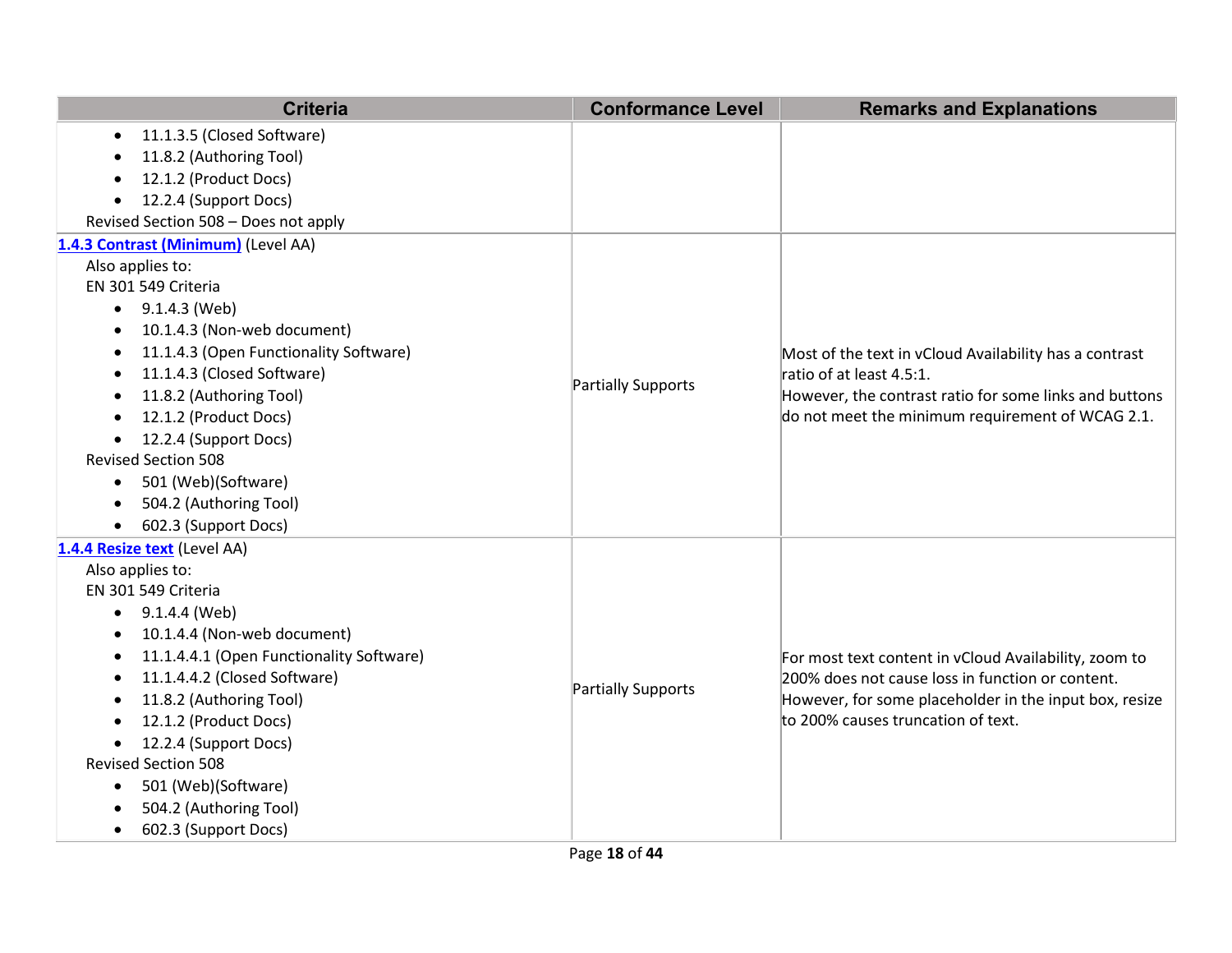| Criteria | Conformance Level | Remarks and Explanations |
|---|---|---|
| • 11.1.3.5 (Closed Software)<br>• 11.8.2 (Authoring Tool)<br>• 12.1.2 (Product Docs)<br>• 12.2.4 (Support Docs)<br>Revised Section 508 – Does not apply | | |
| **[1.4.3 Contrast (Minimum)](https://www.w3.org/TR/WCAG21/#contrast-minimum)** (Level AA)<br>Also applies to:<br>EN 301 549 Criteria<br>• 9.1.4.3 (Web)<br>• 10.1.4.3 (Non-web document)<br>• 11.1.4.3 (Open Functionality Software)<br>• 11.1.4.3 (Closed Software)<br>• 11.8.2 (Authoring Tool)<br>• 12.1.2 (Product Docs)<br>• 12.2.4 (Support Docs)<br>Revised Section 508<br>• 501 (Web)(Software)<br>• 504.2 (Authoring Tool)<br>• 602.3 (Support Docs) | Partially Supports | Most of the text in vCloud Availability has a contrast ratio of at least 4.5:1.<br>However, the contrast ratio for some links and buttons do not meet the minimum requirement of WCAG 2.1. |
| **[1.4.4 Resize text](https://www.w3.org/TR/WCAG21/#resize-text)** (Level AA)<br>Also applies to:<br>EN 301 549 Criteria<br>• 9.1.4.4 (Web)<br>• 10.1.4.4 (Non-web document)<br>• 11.1.4.4.1 (Open Functionality Software)<br>• 11.1.4.4.2 (Closed Software)<br>• 11.8.2 (Authoring Tool)<br>• 12.1.2 (Product Docs)<br>• 12.2.4 (Support Docs)<br>Revised Section 508<br>• 501 (Web)(Software)<br>• 504.2 (Authoring Tool)<br>• 602.3 (Support Docs) | Partially Supports | For most text content in vCloud Availability, zoom to 200% does not cause loss in function or content.<br>However, for some placeholder in the input box, resize to 200% causes truncation of text. |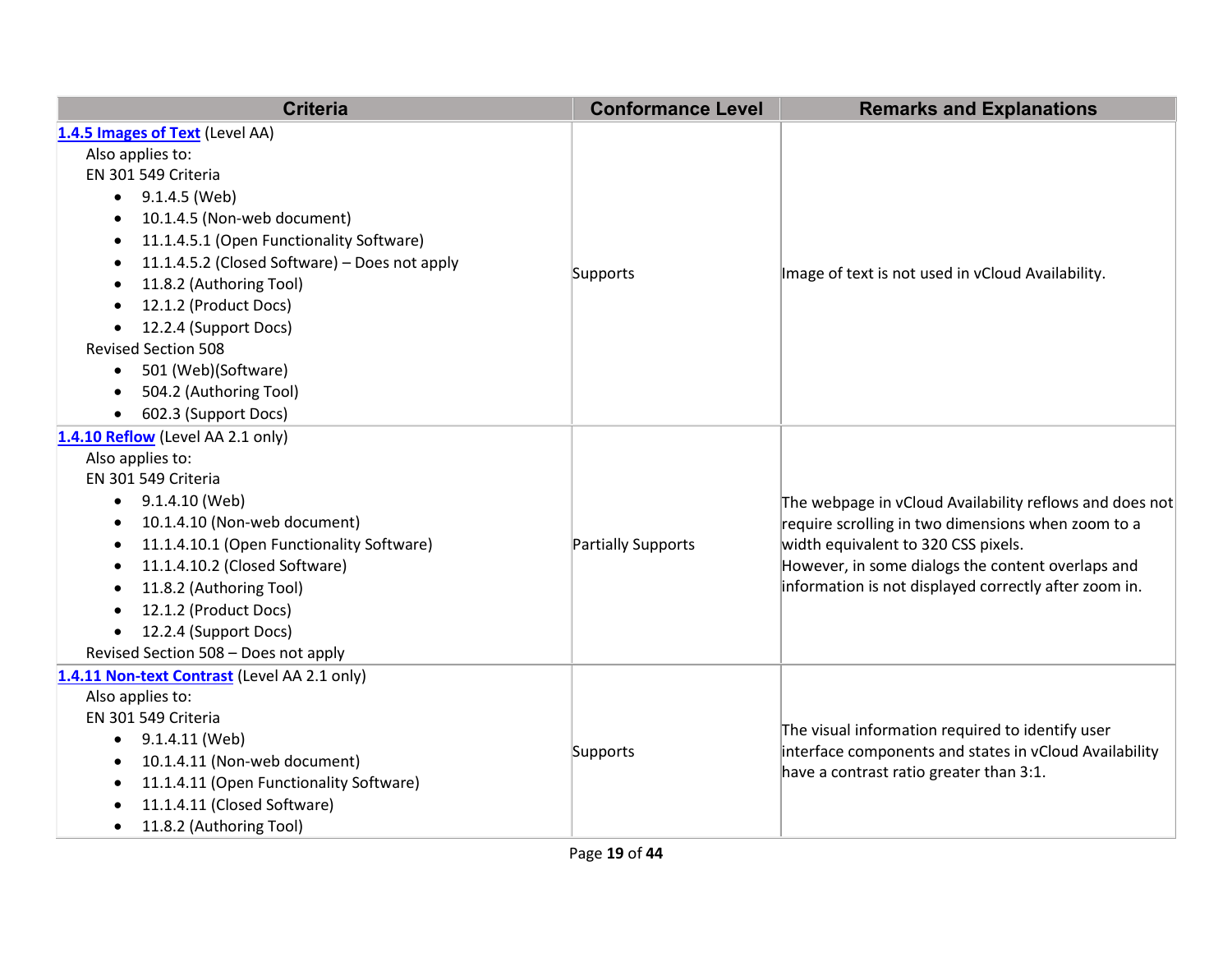| Criteria | Conformance Level | Remarks and Explanations |
| --- | --- | --- |
| **[1.4.5 Images of Text]** (Level AA)<br>Also applies to:<br>EN 301 549 Criteria<br>• 9.1.4.5 (Web)<br>• 10.1.4.5 (Non-web document)<br>• 11.1.4.5.1 (Open Functionality Software)<br>• 11.1.4.5.2 (Closed Software) – Does not apply<br>• 11.8.2 (Authoring Tool)<br>• 12.1.2 (Product Docs)<br>• 12.2.4 (Support Docs)<br>Revised Section 508<br>• 501 (Web)(Software)<br>• 504.2 (Authoring Tool)<br>• 602.3 (Support Docs) | Supports | Image of text is not used in vCloud Availability. |
| **[1.4.10 Reflow]** (Level AA 2.1 only)<br>Also applies to:<br>EN 301 549 Criteria<br>• 9.1.4.10 (Web)<br>• 10.1.4.10 (Non-web document)<br>• 11.1.4.10.1 (Open Functionality Software)<br>• 11.1.4.10.2 (Closed Software)<br>• 11.8.2 (Authoring Tool)<br>• 12.1.2 (Product Docs)<br>• 12.2.4 (Support Docs)<br>Revised Section 508 – Does not apply | Partially Supports | The webpage in vCloud Availability reflows and does not require scrolling in two dimensions when zoom to a width equivalent to 320 CSS pixels.<br>However, in some dialogs the content overlaps and information is not displayed correctly after zoom in. |
| **[1.4.11 Non-text Contrast]** (Level AA 2.1 only)<br>Also applies to:<br>EN 301 549 Criteria<br>• 9.1.4.11 (Web)<br>• 10.1.4.11 (Non-web document)<br>• 11.1.4.11 (Open Functionality Software)<br>• 11.1.4.11 (Closed Software)<br>• 11.8.2 (Authoring Tool) | Supports | The visual information required to identify user interface components and states in vCloud Availability have a contrast ratio greater than 3:1. |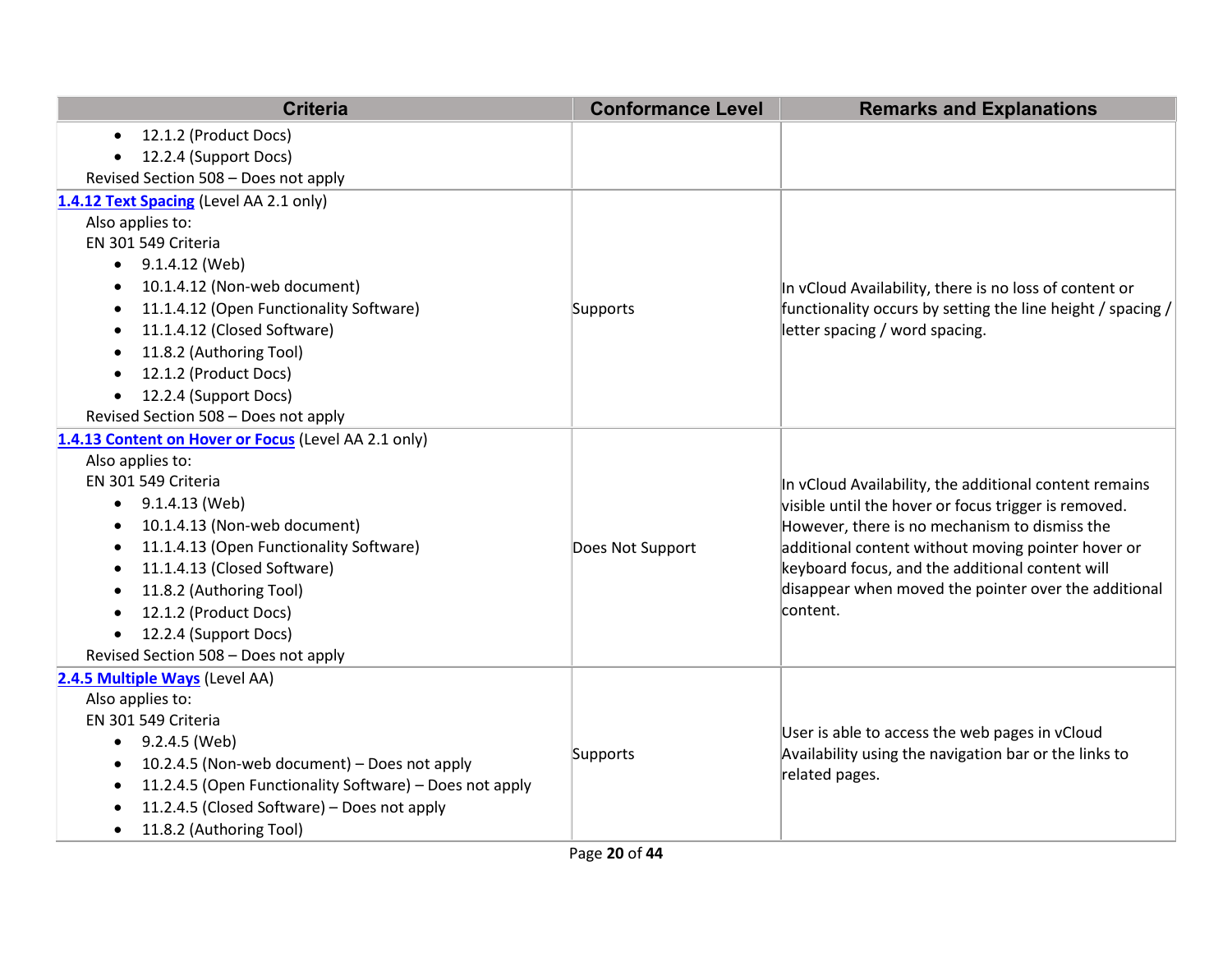| Criteria | Conformance Level | Remarks and Explanations |
|---|---|---|
| • 12.1.2 (Product Docs)<br>• 12.2.4 (Support Docs)<br>Revised Section 508 – Does not apply | | |
| **[1.4.12 Text Spacing]** (Level AA 2.1 only)<br>Also applies to:<br>EN 301 549 Criteria<br>• 9.1.4.12 (Web)<br>• 10.1.4.12 (Non-web document)<br>• 11.1.4.12 (Open Functionality Software)<br>• 11.1.4.12 (Closed Software)<br>• 11.8.2 (Authoring Tool)<br>• 12.1.2 (Product Docs)<br>• 12.2.4 (Support Docs)<br>Revised Section 508 – Does not apply | Supports | In vCloud Availability, there is no loss of content or functionality occurs by setting the line height / spacing / letter spacing / word spacing. |
| **[1.4.13 Content on Hover or Focus]** (Level AA 2.1 only)<br>Also applies to:<br>EN 301 549 Criteria<br>• 9.1.4.13 (Web)<br>• 10.1.4.13 (Non-web document)<br>• 11.1.4.13 (Open Functionality Software)<br>• 11.1.4.13 (Closed Software)<br>• 11.8.2 (Authoring Tool)<br>• 12.1.2 (Product Docs)<br>• 12.2.4 (Support Docs)<br>Revised Section 508 – Does not apply | Does Not Support | In vCloud Availability, the additional content remains visible until the hover or focus trigger is removed. However, there is no mechanism to dismiss the additional content without moving pointer hover or keyboard focus, and the additional content will disappear when moved the pointer over the additional content. |
| **[2.4.5 Multiple Ways]** (Level AA)<br>Also applies to:<br>EN 301 549 Criteria<br>• 9.2.4.5 (Web)<br>• 10.2.4.5 (Non-web document) – Does not apply<br>• 11.2.4.5 (Open Functionality Software) – Does not apply<br>• 11.2.4.5 (Closed Software) – Does not apply<br>• 11.8.2 (Authoring Tool) | Supports | User is able to access the web pages in vCloud Availability using the navigation bar or the links to related pages. |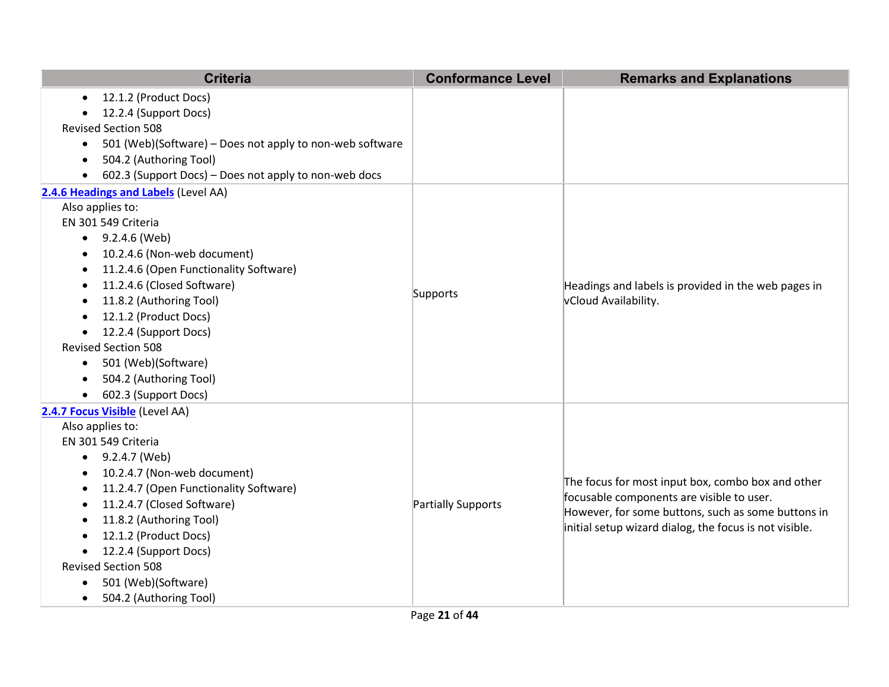| Criteria | Conformance Level | Remarks and Explanations |
|---|---|---|
| • 12.1.2 (Product Docs)<br>• 12.2.4 (Support Docs)<br>Revised Section 508<br>• 501 (Web)(Software) – Does not apply to non-web software<br>• 504.2 (Authoring Tool)<br>• 602.3 (Support Docs) – Does not apply to non-web docs | | |
| **2.4.6 Headings and Labels** (Level AA)<br>Also applies to:<br>EN 301 549 Criteria<br>• 9.2.4.6 (Web)<br>• 10.2.4.6 (Non-web document)<br>• 11.2.4.6 (Open Functionality Software)<br>• 11.2.4.6 (Closed Software)<br>• 11.8.2 (Authoring Tool)<br>• 12.1.2 (Product Docs)<br>• 12.2.4 (Support Docs)<br>Revised Section 508<br>• 501 (Web)(Software)<br>• 504.2 (Authoring Tool)<br>• 602.3 (Support Docs) | Supports | Headings and labels is provided in the web pages in vCloud Availability. |
| **2.4.7 Focus Visible** (Level AA)<br>Also applies to:<br>EN 301 549 Criteria<br>• 9.2.4.7 (Web)<br>• 10.2.4.7 (Non-web document)<br>• 11.2.4.7 (Open Functionality Software)<br>• 11.2.4.7 (Closed Software)<br>• 11.8.2 (Authoring Tool)<br>• 12.1.2 (Product Docs)<br>• 12.2.4 (Support Docs)<br>Revised Section 508<br>• 501 (Web)(Software)<br>• 504.2 (Authoring Tool) | Partially Supports | The focus for most input box, combo box and other focusable components are visible to user.<br>However, for some buttons, such as some buttons in initial setup wizard dialog, the focus is not visible. |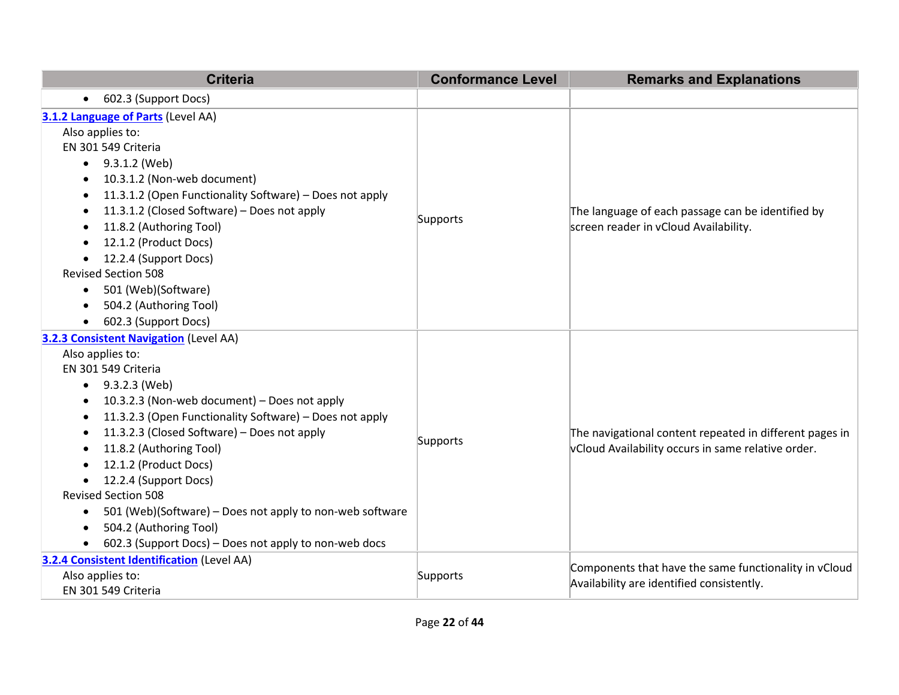| Criteria | Conformance Level | Remarks and Explanations |
| --- | --- | --- |
| • 602.3 (Support Docs) | | |
| **3.1.2 Language of Parts** (Level AA)<br>Also applies to:<br>EN 301 549 Criteria<br>• 9.3.1.2 (Web)<br>• 10.3.1.2 (Non-web document)<br>• 11.3.1.2 (Open Functionality Software) – Does not apply<br>• 11.3.1.2 (Closed Software) – Does not apply<br>• 11.8.2 (Authoring Tool)<br>• 12.1.2 (Product Docs)<br>• 12.2.4 (Support Docs)<br>Revised Section 508<br>• 501 (Web)(Software)<br>• 504.2 (Authoring Tool)<br>• 602.3 (Support Docs) | Supports | The language of each passage can be identified by screen reader in vCloud Availability. |
| **3.2.3 Consistent Navigation** (Level AA)<br>Also applies to:<br>EN 301 549 Criteria<br>• 9.3.2.3 (Web)<br>• 10.3.2.3 (Non-web document) – Does not apply<br>• 11.3.2.3 (Open Functionality Software) – Does not apply<br>• 11.3.2.3 (Closed Software) – Does not apply<br>• 11.8.2 (Authoring Tool)<br>• 12.1.2 (Product Docs)<br>• 12.2.4 (Support Docs)<br>Revised Section 508<br>• 501 (Web)(Software) – Does not apply to non-web software<br>• 504.2 (Authoring Tool)<br>• 602.3 (Support Docs) – Does not apply to non-web docs | Supports | The navigational content repeated in different pages in vCloud Availability occurs in same relative order. |
| **3.2.4 Consistent Identification** (Level AA)<br>Also applies to:<br>EN 301 549 Criteria | Supports | Components that have the same functionality in vCloud Availability are identified consistently. |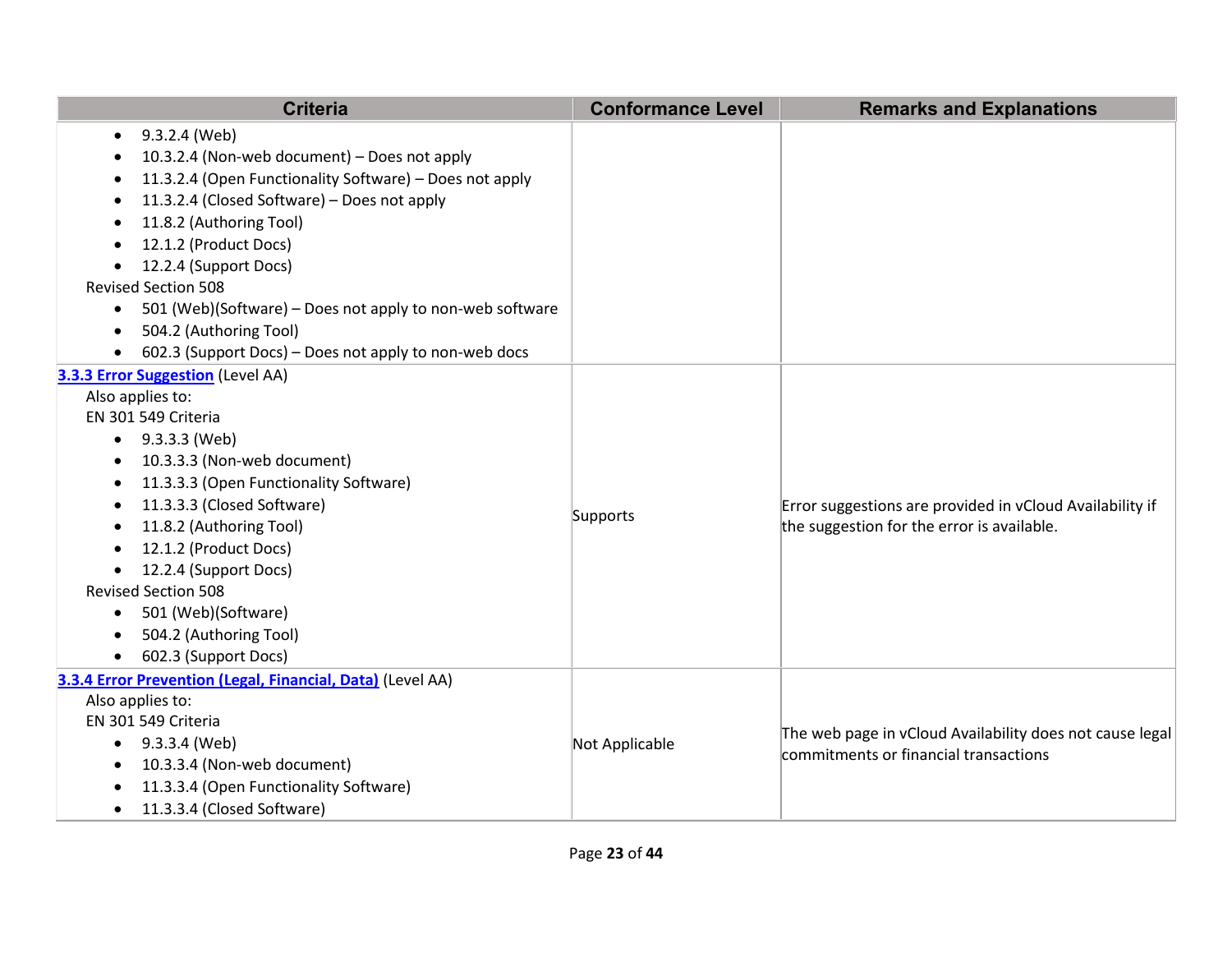| Criteria | Conformance Level | Remarks and Explanations |
|---|---|---|
| • 9.3.2.4 (Web)<br>• 10.3.2.4 (Non-web document) – Does not apply<br>• 11.3.2.4 (Open Functionality Software) – Does not apply<br>• 11.3.2.4 (Closed Software) – Does not apply<br>• 11.8.2 (Authoring Tool)<br>• 12.1.2 (Product Docs)<br>• 12.2.4 (Support Docs)<br>Revised Section 508<br>• 501 (Web)(Software) – Does not apply to non-web software<br>• 504.2 (Authoring Tool)<br>• 602.3 (Support Docs) – Does not apply to non-web docs | | |
| **3.3.3 Error Suggestion** (Level AA)<br>Also applies to:<br>EN 301 549 Criteria<br>• 9.3.3.3 (Web)<br>• 10.3.3.3 (Non-web document)<br>• 11.3.3.3 (Open Functionality Software)<br>• 11.3.3.3 (Closed Software)<br>• 11.8.2 (Authoring Tool)<br>• 12.1.2 (Product Docs)<br>• 12.2.4 (Support Docs)<br>Revised Section 508<br>• 501 (Web)(Software)<br>• 504.2 (Authoring Tool)<br>• 602.3 (Support Docs) | Supports | Error suggestions are provided in vCloud Availability if the suggestion for the error is available. |
| **3.3.4 Error Prevention (Legal, Financial, Data)** (Level AA)<br>Also applies to:<br>EN 301 549 Criteria<br>• 9.3.3.4 (Web)<br>• 10.3.3.4 (Non-web document)<br>• 11.3.3.4 (Open Functionality Software)<br>• 11.3.3.4 (Closed Software) | Not Applicable | The web page in vCloud Availability does not cause legal commitments or financial transactions |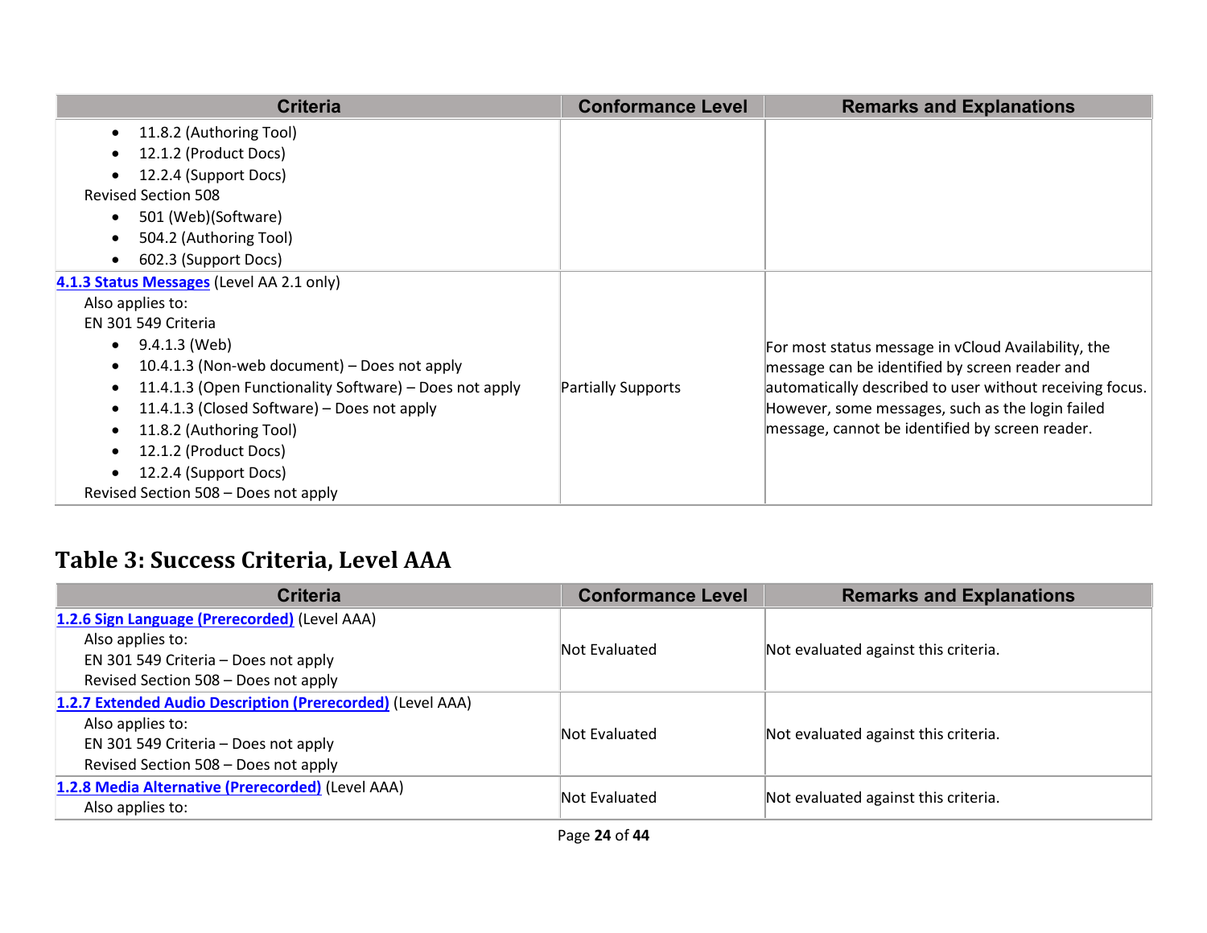| Criteria | Conformance Level | Remarks and Explanations |
|---|---|---|
| • 11.8.2 (Authoring Tool)<br>• 12.1.2 (Product Docs)<br>• 12.2.4 (Support Docs)<br>Revised Section 508<br>• 501 (Web)(Software)<br>• 504.2 (Authoring Tool)<br>• 602.3 (Support Docs) | | |
| [4.1.3 Status Messages](#) (Level AA 2.1 only)<br>Also applies to:<br>EN 301 549 Criteria<br>• 9.4.1.3 (Web)<br>• 10.4.1.3 (Non-web document) – Does not apply<br>• 11.4.1.3 (Open Functionality Software) – Does not apply<br>• 11.4.1.3 (Closed Software) – Does not apply<br>• 11.8.2 (Authoring Tool)<br>• 12.1.2 (Product Docs)<br>• 12.2.4 (Support Docs)<br>Revised Section 508 – Does not apply | Partially Supports | For most status message in vCloud Availability, the message can be identified by screen reader and automatically described to user without receiving focus. However, some messages, such as the login failed message, cannot be identified by screen reader. |

## Table 3: Success Criteria, Level AAA

| Criteria | Conformance Level | Remarks and Explanations |
|---|---|---|
| [1.2.6 Sign Language (Prerecorded)](#) (Level AAA)<br>Also applies to:<br>EN 301 549 Criteria – Does not apply<br>Revised Section 508 – Does not apply | Not Evaluated | Not evaluated against this criteria. |
| [1.2.7 Extended Audio Description (Prerecorded)](#) (Level AAA)<br>Also applies to:<br>EN 301 549 Criteria – Does not apply<br>Revised Section 508 – Does not apply | Not Evaluated | Not evaluated against this criteria. |
| [1.2.8 Media Alternative (Prerecorded)](#) (Level AAA)<br>Also applies to: | Not Evaluated | Not evaluated against this criteria. |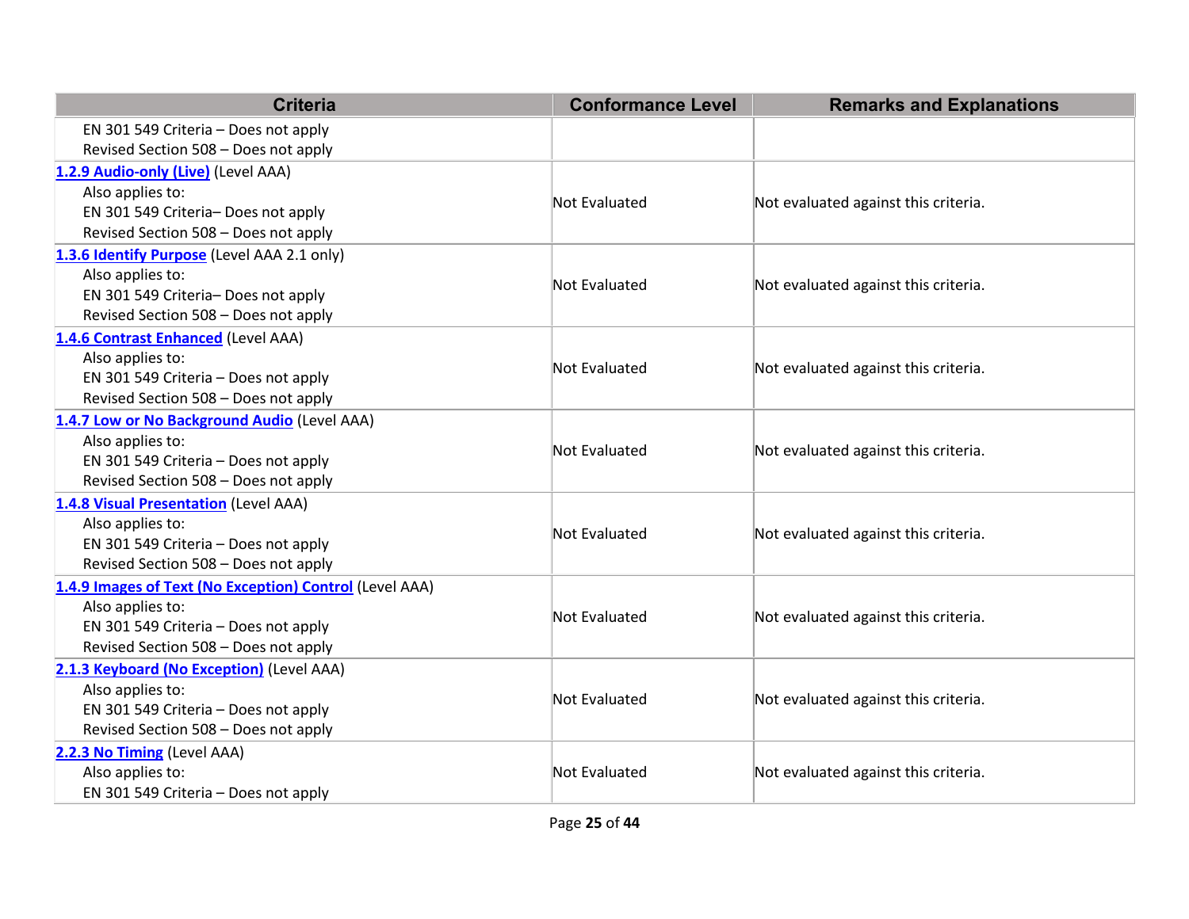| Criteria | Conformance Level | Remarks and Explanations |
|---|---|---|
| EN 301 549 Criteria – Does not apply<br>Revised Section 508 – Does not apply | | |
| [1.2.9 Audio-only (Live)](#) (Level AAA)<br>Also applies to:<br>EN 301 549 Criteria– Does not apply<br>Revised Section 508 – Does not apply | Not Evaluated | Not evaluated against this criteria. |
| [1.3.6 Identify Purpose](#) (Level AAA 2.1 only)<br>Also applies to:<br>EN 301 549 Criteria– Does not apply<br>Revised Section 508 – Does not apply | Not Evaluated | Not evaluated against this criteria. |
| [1.4.6 Contrast Enhanced](#) (Level AAA)<br>Also applies to:<br>EN 301 549 Criteria – Does not apply<br>Revised Section 508 – Does not apply | Not Evaluated | Not evaluated against this criteria. |
| [1.4.7 Low or No Background Audio](#) (Level AAA)<br>Also applies to:<br>EN 301 549 Criteria – Does not apply<br>Revised Section 508 – Does not apply | Not Evaluated | Not evaluated against this criteria. |
| [1.4.8 Visual Presentation](#) (Level AAA)<br>Also applies to:<br>EN 301 549 Criteria – Does not apply<br>Revised Section 508 – Does not apply | Not Evaluated | Not evaluated against this criteria. |
| [1.4.9 Images of Text (No Exception) Control](#) (Level AAA)<br>Also applies to:<br>EN 301 549 Criteria – Does not apply<br>Revised Section 508 – Does not apply | Not Evaluated | Not evaluated against this criteria. |
| [2.1.3 Keyboard (No Exception)](#) (Level AAA)<br>Also applies to:<br>EN 301 549 Criteria – Does not apply<br>Revised Section 508 – Does not apply | Not Evaluated | Not evaluated against this criteria. |
| [2.2.3 No Timing](#) (Level AAA)<br>Also applies to:<br>EN 301 549 Criteria – Does not apply | Not Evaluated | Not evaluated against this criteria. |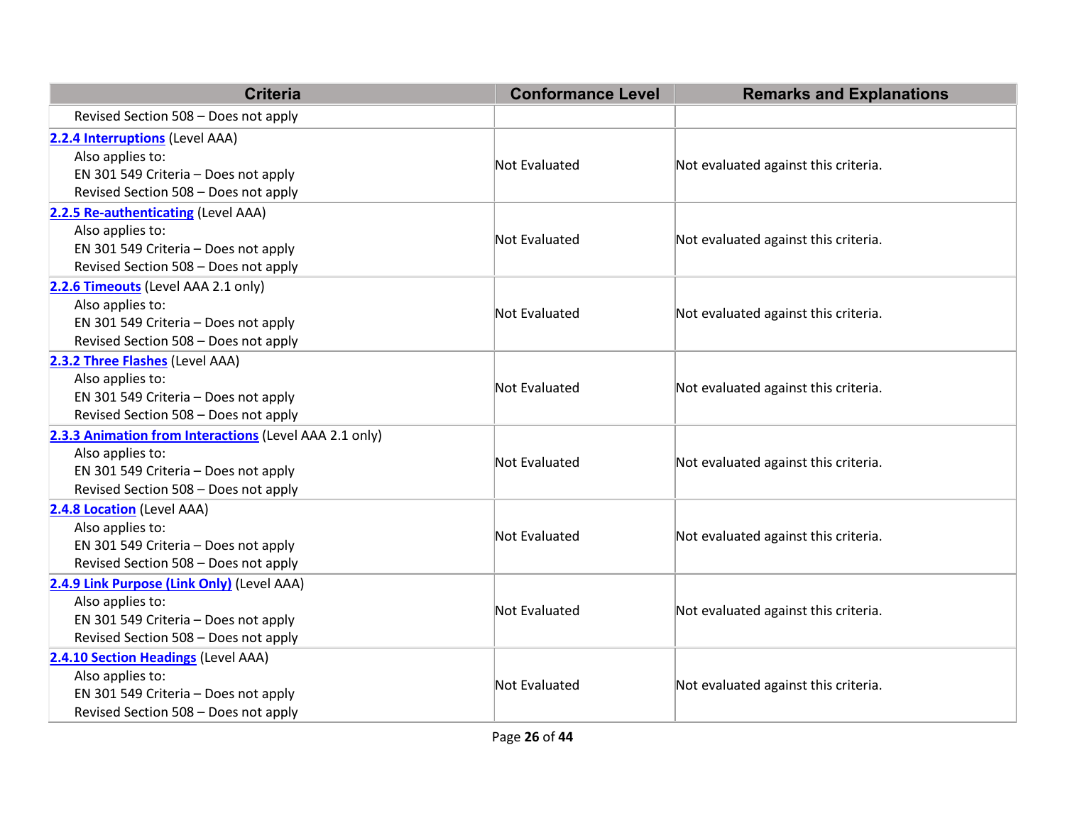| Criteria | Conformance Level | Remarks and Explanations |
|---|---|---|
| Revised Section 508 – Does not apply | | |
| [2.2.4 Interruptions](#) (Level AAA)<br>Also applies to:<br>EN 301 549 Criteria – Does not apply<br>Revised Section 508 – Does not apply | Not Evaluated | Not evaluated against this criteria. |
| [2.2.5 Re-authenticating](#) (Level AAA)<br>Also applies to:<br>EN 301 549 Criteria – Does not apply<br>Revised Section 508 – Does not apply | Not Evaluated | Not evaluated against this criteria. |
| [2.2.6 Timeouts](#) (Level AAA 2.1 only)<br>Also applies to:<br>EN 301 549 Criteria – Does not apply<br>Revised Section 508 – Does not apply | Not Evaluated | Not evaluated against this criteria. |
| [2.3.2 Three Flashes](#) (Level AAA)<br>Also applies to:<br>EN 301 549 Criteria – Does not apply<br>Revised Section 508 – Does not apply | Not Evaluated | Not evaluated against this criteria. |
| [2.3.3 Animation from Interactions](#) (Level AAA 2.1 only)<br>Also applies to:<br>EN 301 549 Criteria – Does not apply<br>Revised Section 508 – Does not apply | Not Evaluated | Not evaluated against this criteria. |
| [2.4.8 Location](#) (Level AAA)<br>Also applies to:<br>EN 301 549 Criteria – Does not apply<br>Revised Section 508 – Does not apply | Not Evaluated | Not evaluated against this criteria. |
| [2.4.9 Link Purpose (Link Only)](#) (Level AAA)<br>Also applies to:<br>EN 301 549 Criteria – Does not apply<br>Revised Section 508 – Does not apply | Not Evaluated | Not evaluated against this criteria. |
| [2.4.10 Section Headings](#) (Level AAA)<br>Also applies to:<br>EN 301 549 Criteria – Does not apply<br>Revised Section 508 – Does not apply | Not Evaluated | Not evaluated against this criteria. |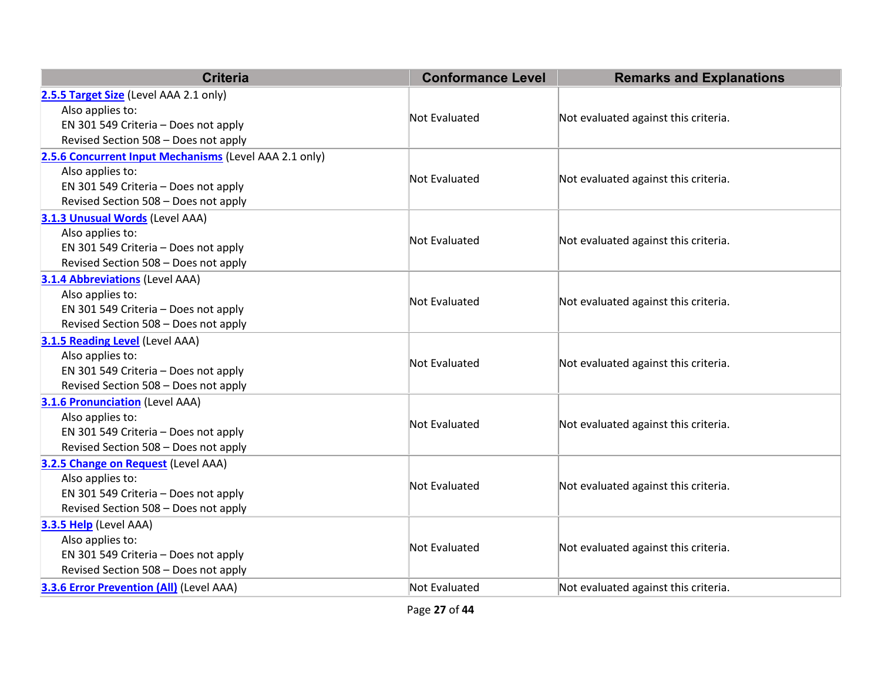| Criteria | Conformance Level | Remarks and Explanations |
| --- | --- | --- |
| [2.5.5 Target Size](#) (Level AAA 2.1 only)<br>Also applies to:<br>EN 301 549 Criteria – Does not apply<br>Revised Section 508 – Does not apply | Not Evaluated | Not evaluated against this criteria. |
| [2.5.6 Concurrent Input Mechanisms](#) (Level AAA 2.1 only)<br>Also applies to:<br>EN 301 549 Criteria – Does not apply<br>Revised Section 508 – Does not apply | Not Evaluated | Not evaluated against this criteria. |
| [3.1.3 Unusual Words](#) (Level AAA)<br>Also applies to:<br>EN 301 549 Criteria – Does not apply<br>Revised Section 508 – Does not apply | Not Evaluated | Not evaluated against this criteria. |
| [3.1.4 Abbreviations](#) (Level AAA)<br>Also applies to:<br>EN 301 549 Criteria – Does not apply<br>Revised Section 508 – Does not apply | Not Evaluated | Not evaluated against this criteria. |
| [3.1.5 Reading Level](#) (Level AAA)<br>Also applies to:<br>EN 301 549 Criteria – Does not apply<br>Revised Section 508 – Does not apply | Not Evaluated | Not evaluated against this criteria. |
| [3.1.6 Pronunciation](#) (Level AAA)<br>Also applies to:<br>EN 301 549 Criteria – Does not apply<br>Revised Section 508 – Does not apply | Not Evaluated | Not evaluated against this criteria. |
| [3.2.5 Change on Request](#) (Level AAA)<br>Also applies to:<br>EN 301 549 Criteria – Does not apply<br>Revised Section 508 – Does not apply | Not Evaluated | Not evaluated against this criteria. |
| [3.3.5 Help](#) (Level AAA)<br>Also applies to:<br>EN 301 549 Criteria – Does not apply<br>Revised Section 508 – Does not apply | Not Evaluated | Not evaluated against this criteria. |
| [3.3.6 Error Prevention (All)](#) (Level AAA) | Not Evaluated | Not evaluated against this criteria. |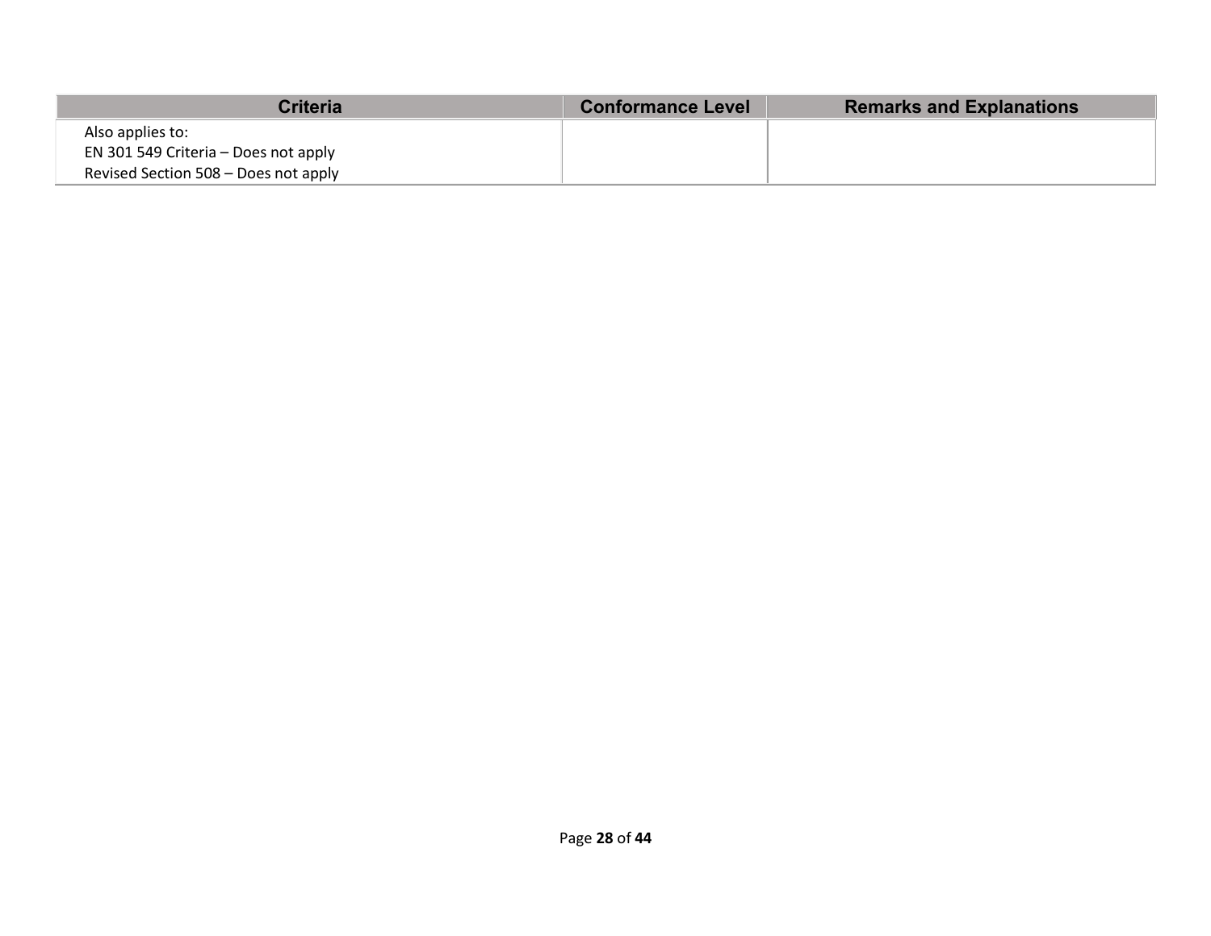| Criteria | Conformance Level | Remarks and Explanations |
| --- | --- | --- |
| Also applies to:<br>EN 301 549 Criteria – Does not apply<br>Revised Section 508 – Does not apply | | |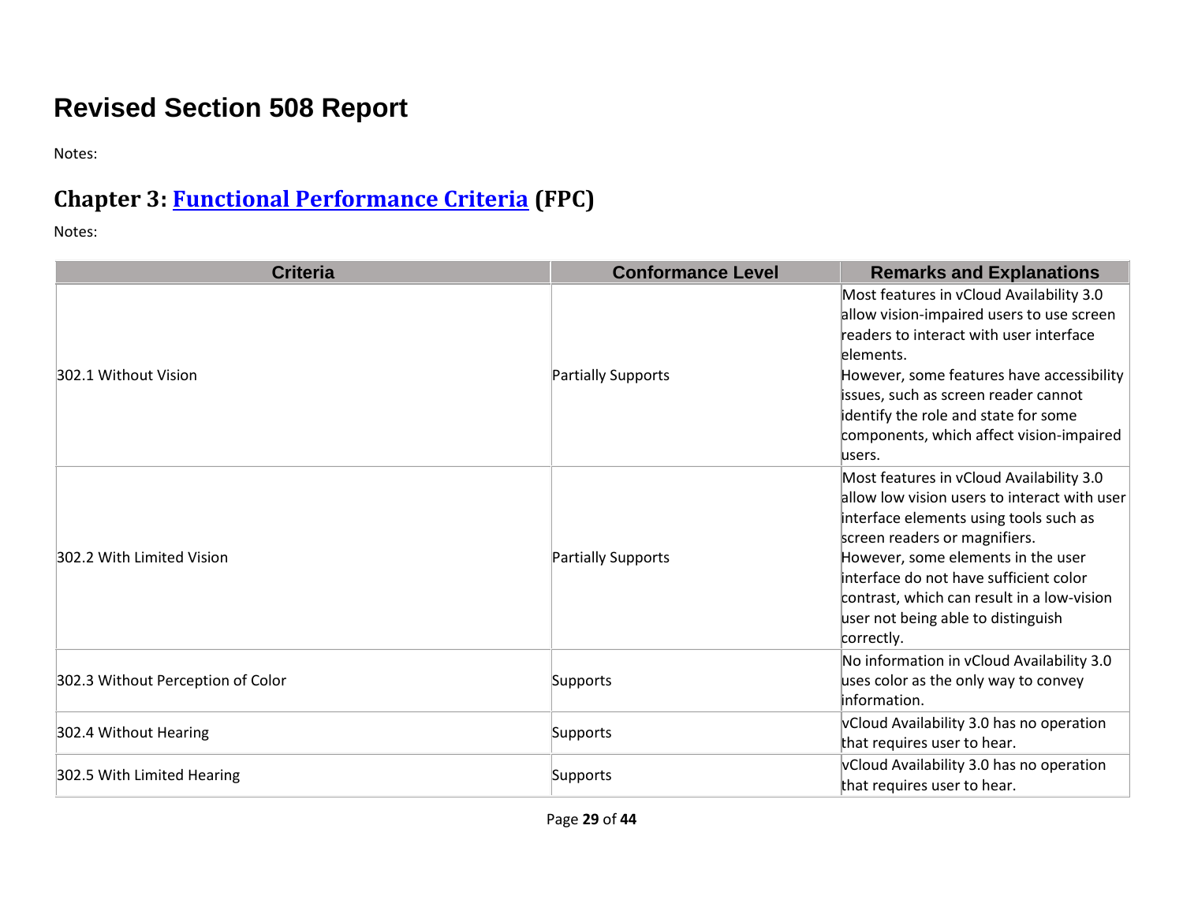# Revised Section 508 Report

Notes:

## Chapter 3: [Functional Performance Criteria](#) (FPC)

Notes:

| Criteria | Conformance Level | Remarks and Explanations |
|---|---|---|
| 302.1 Without Vision | Partially Supports | Most features in vCloud Availability 3.0 allow vision-impaired users to use screen readers to interact with user interface elements.<br>However, some features have accessibility issues, such as screen reader cannot identify the role and state for some components, which affect vision-impaired users. |
| 302.2 With Limited Vision | Partially Supports | Most features in vCloud Availability 3.0 allow low vision users to interact with user interface elements using tools such as screen readers or magnifiers.<br>However, some elements in the user interface do not have sufficient color contrast, which can result in a low-vision user not being able to distinguish correctly. |
| 302.3 Without Perception of Color | Supports | No information in vCloud Availability 3.0 uses color as the only way to convey information. |
| 302.4 Without Hearing | Supports | vCloud Availability 3.0 has no operation that requires user to hear. |
| 302.5 With Limited Hearing | Supports | vCloud Availability 3.0 has no operation that requires user to hear. |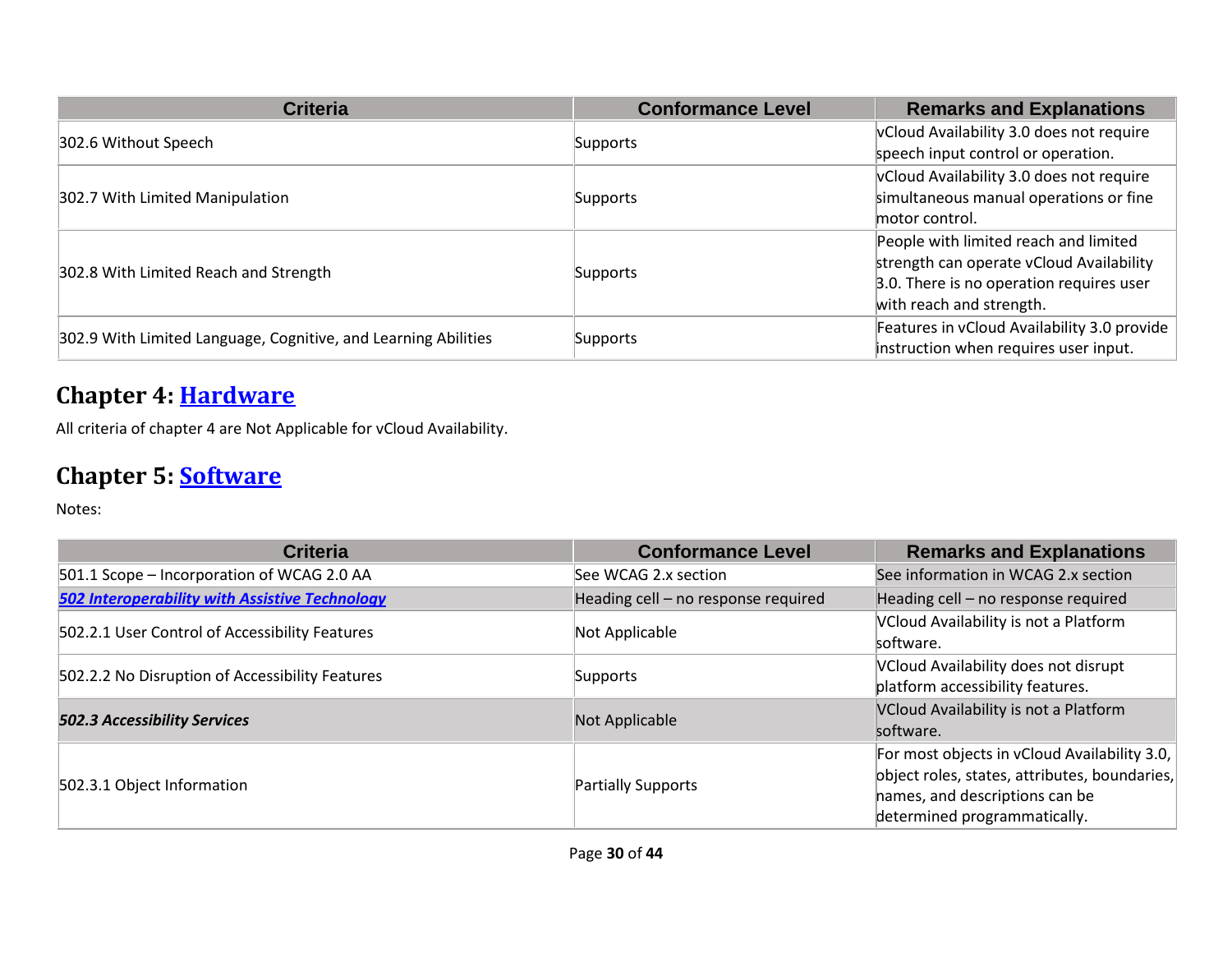| Criteria | Conformance Level | Remarks and Explanations |
| --- | --- | --- |
| 302.6 Without Speech | Supports | vCloud Availability 3.0 does not require speech input control or operation. |
| 302.7 With Limited Manipulation | Supports | vCloud Availability 3.0 does not require simultaneous manual operations or fine motor control. |
| 302.8 With Limited Reach and Strength | Supports | People with limited reach and limited strength can operate vCloud Availability 3.0. There is no operation requires user with reach and strength. |
| 302.9 With Limited Language, Cognitive, and Learning Abilities | Supports | Features in vCloud Availability 3.0 provide instruction when requires user input. |

## Chapter 4: [Hardware]

All criteria of chapter 4 are Not Applicable for vCloud Availability.

## Chapter 5: [Software]

Notes:

| Criteria | Conformance Level | Remarks and Explanations |
| --- | --- | --- |
| 501.1 Scope – Incorporation of WCAG 2.0 AA | See WCAG 2.x section | See information in WCAG 2.x section |
| ***[502 Interoperability with Assistive Technology]*** | Heading cell – no response required | Heading cell – no response required |
| 502.2.1 User Control of Accessibility Features | Not Applicable | VCloud Availability is not a Platform software. |
| 502.2.2 No Disruption of Accessibility Features | Supports | VCloud Availability does not disrupt platform accessibility features. |
| ***502.3 Accessibility Services*** | Not Applicable | VCloud Availability is not a Platform software. |
| 502.3.1 Object Information | Partially Supports | For most objects in vCloud Availability 3.0, object roles, states, attributes, boundaries, names, and descriptions can be determined programmatically. |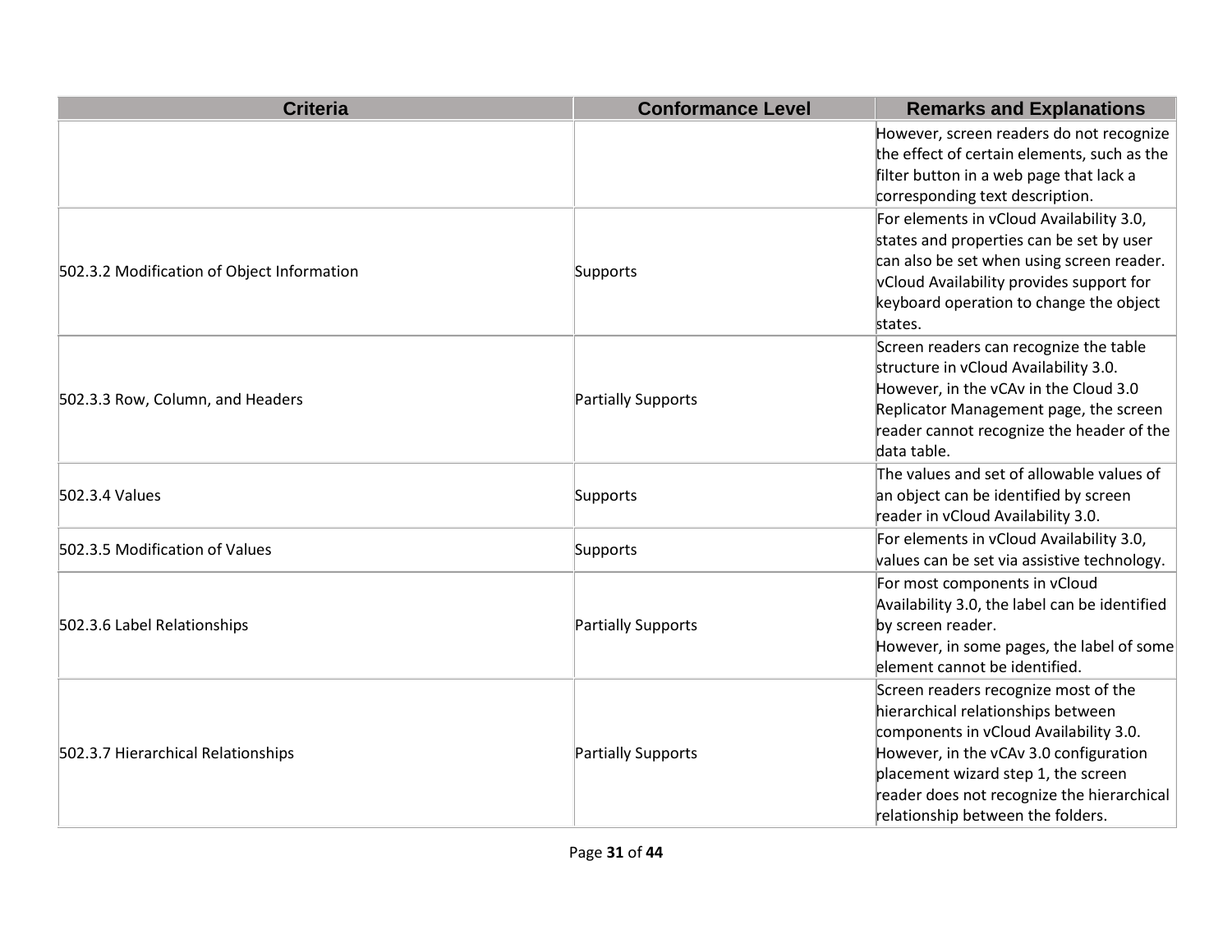| Criteria | Conformance Level | Remarks and Explanations |
| --- | --- | --- |
| | | However, screen readers do not recognize the effect of certain elements, such as the filter button in a web page that lack a corresponding text description. |
| 502.3.2 Modification of Object Information | Supports | For elements in vCloud Availability 3.0, states and properties can be set by user can also be set when using screen reader. vCloud Availability provides support for keyboard operation to change the object states. |
| 502.3.3 Row, Column, and Headers | Partially Supports | Screen readers can recognize the table structure in vCloud Availability 3.0. However, in the vCAv in the Cloud 3.0 Replicator Management page, the screen reader cannot recognize the header of the data table. |
| 502.3.4 Values | Supports | The values and set of allowable values of an object can be identified by screen reader in vCloud Availability 3.0. |
| 502.3.5 Modification of Values | Supports | For elements in vCloud Availability 3.0, values can be set via assistive technology. |
| 502.3.6 Label Relationships | Partially Supports | For most components in vCloud Availability 3.0, the label can be identified by screen reader.<br>However, in some pages, the label of some element cannot be identified. |
| 502.3.7 Hierarchical Relationships | Partially Supports | Screen readers recognize most of the hierarchical relationships between components in vCloud Availability 3.0. However, in the vCAv 3.0 configuration placement wizard step 1, the screen reader does not recognize the hierarchical relationship between the folders. |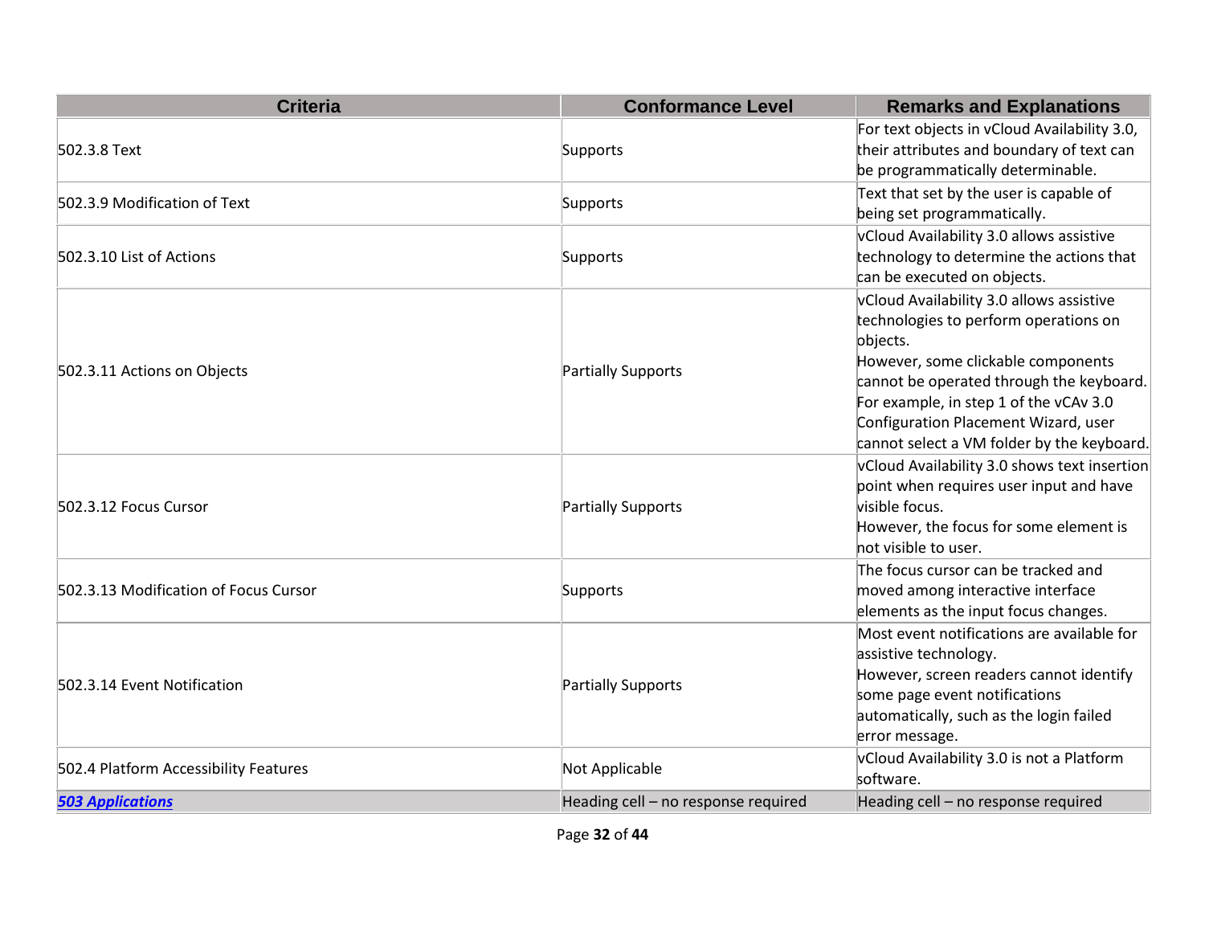| Criteria | Conformance Level | Remarks and Explanations |
| --- | --- | --- |
| 502.3.8 Text | Supports | For text objects in vCloud Availability 3.0, their attributes and boundary of text can be programmatically determinable. |
| 502.3.9 Modification of Text | Supports | Text that set by the user is capable of being set programmatically. |
| 502.3.10 List of Actions | Supports | vCloud Availability 3.0 allows assistive technology to determine the actions that can be executed on objects. |
| 502.3.11 Actions on Objects | Partially Supports | vCloud Availability 3.0 allows assistive technologies to perform operations on objects.<br>However, some clickable components cannot be operated through the keyboard. For example, in step 1 of the vCAv 3.0 Configuration Placement Wizard, user cannot select a VM folder by the keyboard. |
| 502.3.12 Focus Cursor | Partially Supports | vCloud Availability 3.0 shows text insertion point when requires user input and have visible focus.<br>However, the focus for some element is not visible to user. |
| 502.3.13 Modification of Focus Cursor | Supports | The focus cursor can be tracked and moved among interactive interface elements as the input focus changes. |
| 502.3.14 Event Notification | Partially Supports | Most event notifications are available for assistive technology.<br>However, screen readers cannot identify some page event notifications automatically, such as the login failed error message. |
| 502.4 Platform Accessibility Features | Not Applicable | vCloud Availability 3.0 is not a Platform software. |
| ***503 Applications*** | Heading cell – no response required | Heading cell – no response required |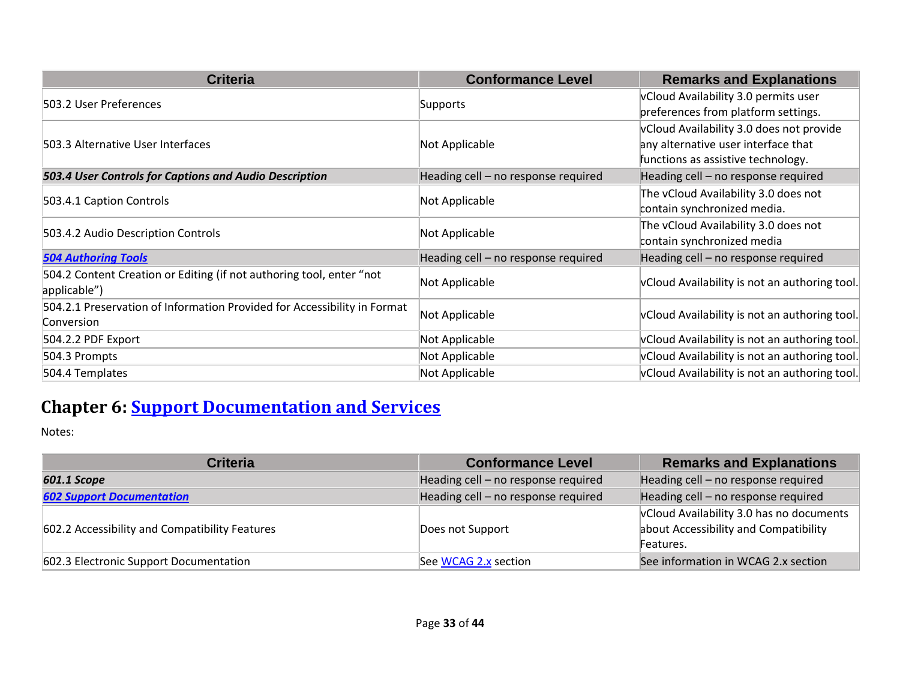| Criteria | Conformance Level | Remarks and Explanations |
|---|---|---|
| 503.2 User Preferences | Supports | vCloud Availability 3.0 permits user preferences from platform settings. |
| 503.3 Alternative User Interfaces | Not Applicable | vCloud Availability 3.0 does not provide any alternative user interface that functions as assistive technology. |
| ***503.4 User Controls for Captions and Audio Description*** | Heading cell – no response required | Heading cell – no response required |
| 503.4.1 Caption Controls | Not Applicable | The vCloud Availability 3.0 does not contain synchronized media. |
| 503.4.2 Audio Description Controls | Not Applicable | The vCloud Availability 3.0 does not contain synchronized media |
| ***504 Authoring Tools*** | Heading cell – no response required | Heading cell – no response required |
| 504.2 Content Creation or Editing (if not authoring tool, enter "not applicable") | Not Applicable | vCloud Availability is not an authoring tool. |
| 504.2.1 Preservation of Information Provided for Accessibility in Format Conversion | Not Applicable | vCloud Availability is not an authoring tool. |
| 504.2.2 PDF Export | Not Applicable | vCloud Availability is not an authoring tool. |
| 504.3 Prompts | Not Applicable | vCloud Availability is not an authoring tool. |
| 504.4 Templates | Not Applicable | vCloud Availability is not an authoring tool. |

## Chapter 6: Support Documentation and Services

Notes:

| Criteria | Conformance Level | Remarks and Explanations |
|---|---|---|
| ***601.1 Scope*** | Heading cell – no response required | Heading cell – no response required |
| ***602 Support Documentation*** | Heading cell – no response required | Heading cell – no response required |
| 602.2 Accessibility and Compatibility Features | Does not Support | vCloud Availability 3.0 has no documents about Accessibility and Compatibility Features. |
| 602.3 Electronic Support Documentation | See WCAG 2.x section | See information in WCAG 2.x section |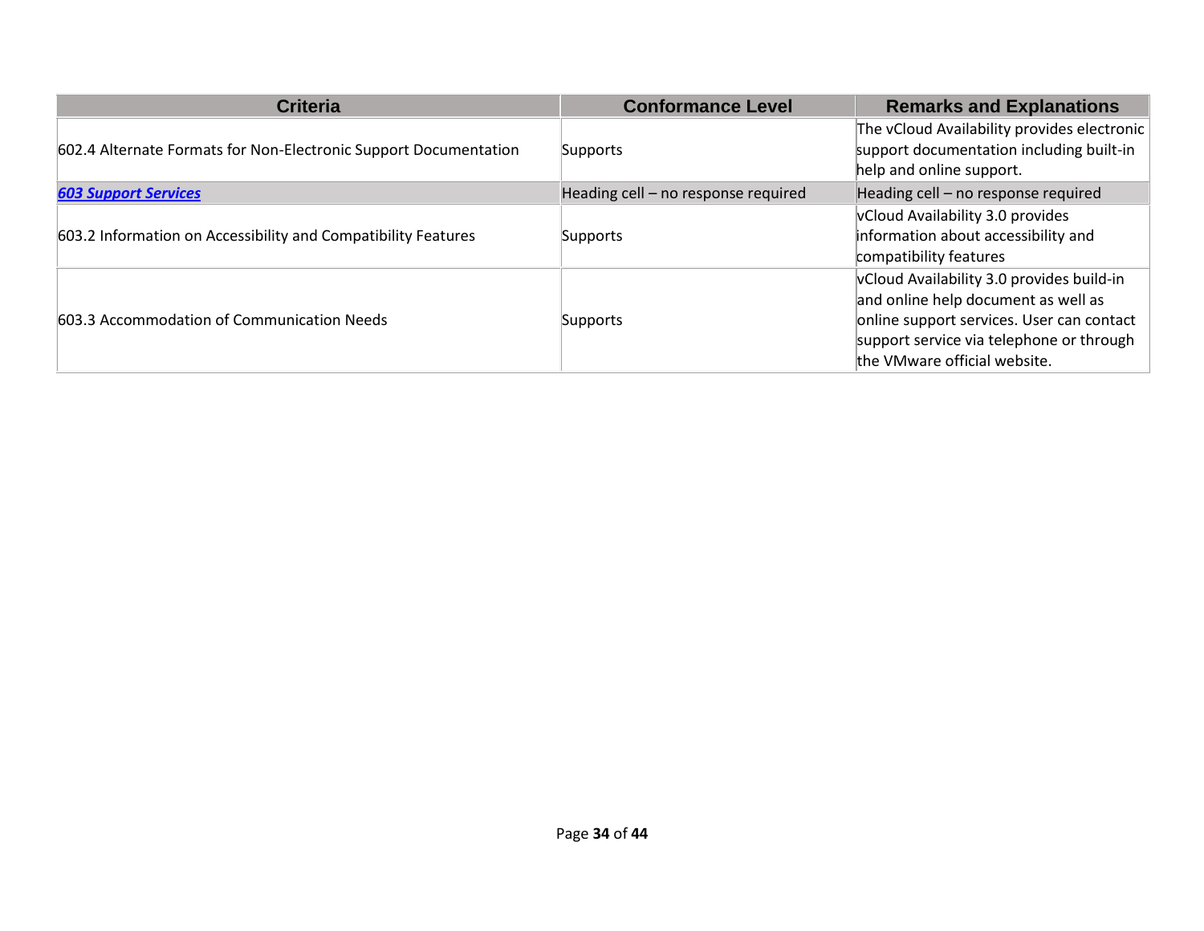| Criteria | Conformance Level | Remarks and Explanations |
|---|---|---|
| 602.4 Alternate Formats for Non-Electronic Support Documentation | Supports | The vCloud Availability provides electronic support documentation including built-in help and online support. |
| ***603 Support Services*** | Heading cell – no response required | Heading cell – no response required |
| 603.2 Information on Accessibility and Compatibility Features | Supports | vCloud Availability 3.0 provides information about accessibility and compatibility features |
| 603.3 Accommodation of Communication Needs | Supports | vCloud Availability 3.0 provides build-in and online help document as well as online support services. User can contact support service via telephone or through the VMware official website. |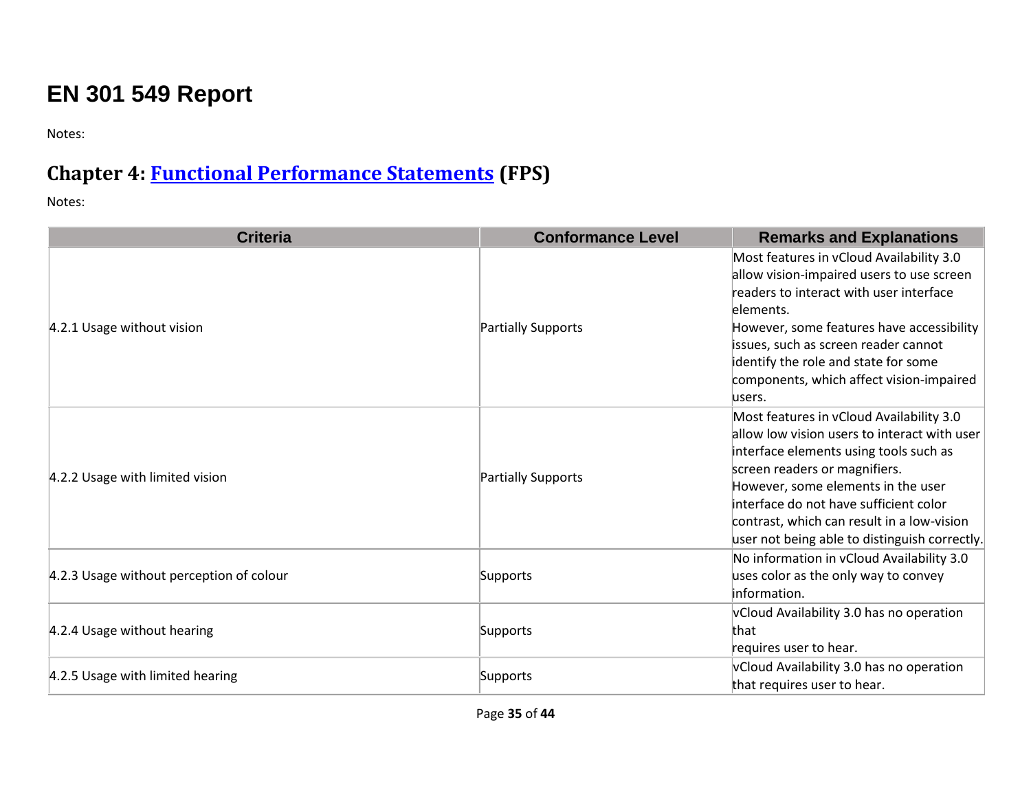# EN 301 549 Report

Notes:

## Chapter 4: Functional Performance Statements (FPS)

Notes:

| Criteria | Conformance Level | Remarks and Explanations |
| --- | --- | --- |
| 4.2.1 Usage without vision | Partially Supports | Most features in vCloud Availability 3.0 allow vision-impaired users to use screen readers to interact with user interface elements.<br>However, some features have accessibility issues, such as screen reader cannot identify the role and state for some components, which affect vision-impaired users. |
| 4.2.2 Usage with limited vision | Partially Supports | Most features in vCloud Availability 3.0 allow low vision users to interact with user interface elements using tools such as screen readers or magnifiers.<br>However, some elements in the user interface do not have sufficient color contrast, which can result in a low-vision user not being able to distinguish correctly. |
| 4.2.3 Usage without perception of colour | Supports | No information in vCloud Availability 3.0 uses color as the only way to convey information. |
| 4.2.4 Usage without hearing | Supports | vCloud Availability 3.0 has no operation that requires user to hear. |
| 4.2.5 Usage with limited hearing | Supports | vCloud Availability 3.0 has no operation that requires user to hear. |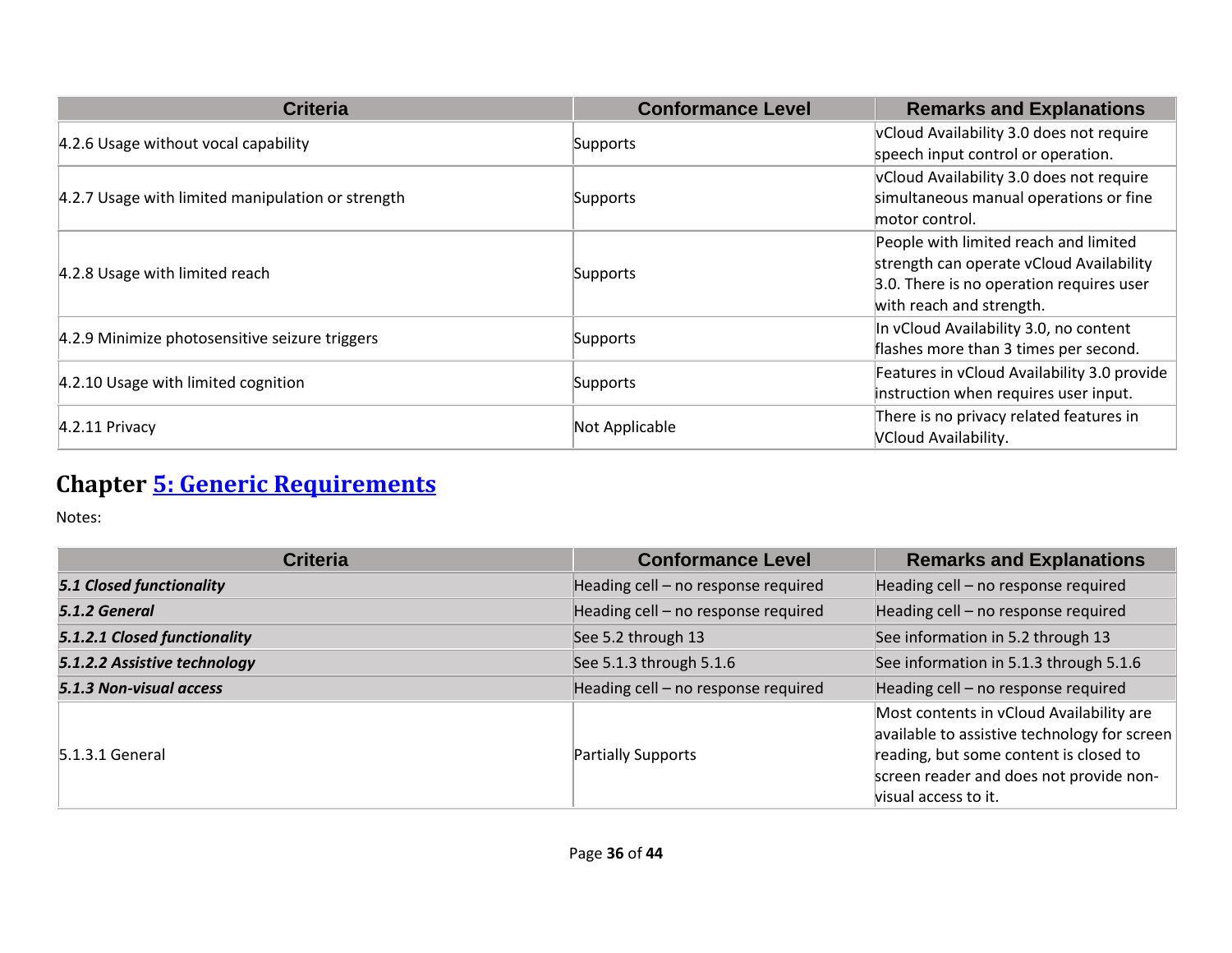| Criteria | Conformance Level | Remarks and Explanations |
| --- | --- | --- |
| 4.2.6 Usage without vocal capability | Supports | vCloud Availability 3.0 does not require speech input control or operation. |
| 4.2.7 Usage with limited manipulation or strength | Supports | vCloud Availability 3.0 does not require simultaneous manual operations or fine motor control. |
| 4.2.8 Usage with limited reach | Supports | People with limited reach and limited strength can operate vCloud Availability 3.0. There is no operation requires user with reach and strength. |
| 4.2.9 Minimize photosensitive seizure triggers | Supports | In vCloud Availability 3.0, no content flashes more than 3 times per second. |
| 4.2.10 Usage with limited cognition | Supports | Features in vCloud Availability 3.0 provide instruction when requires user input. |
| 4.2.11 Privacy | Not Applicable | There is no privacy related features in VCloud Availability. |

## Chapter 5: Generic Requirements

Notes:

| Criteria | Conformance Level | Remarks and Explanations |
| --- | --- | --- |
| ***5.1 Closed functionality*** | Heading cell – no response required | Heading cell – no response required |
| ***5.1.2 General*** | Heading cell – no response required | Heading cell – no response required |
| ***5.1.2.1 Closed functionality*** | See 5.2 through 13 | See information in 5.2 through 13 |
| ***5.1.2.2 Assistive technology*** | See 5.1.3 through 5.1.6 | See information in 5.1.3 through 5.1.6 |
| ***5.1.3 Non-visual access*** | Heading cell – no response required | Heading cell – no response required |
| 5.1.3.1 General | Partially Supports | Most contents in vCloud Availability are available to assistive technology for screen reading, but some content is closed to screen reader and does not provide non-visual access to it. |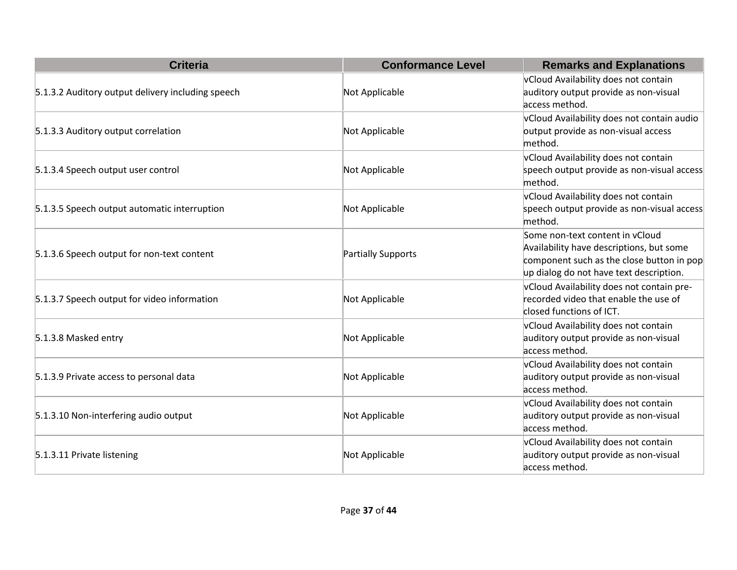| Criteria | Conformance Level | Remarks and Explanations |
| --- | --- | --- |
| 5.1.3.2 Auditory output delivery including speech | Not Applicable | vCloud Availability does not contain auditory output provide as non-visual access method. |
| 5.1.3.3 Auditory output correlation | Not Applicable | vCloud Availability does not contain audio output provide as non-visual access method. |
| 5.1.3.4 Speech output user control | Not Applicable | vCloud Availability does not contain speech output provide as non-visual access method. |
| 5.1.3.5 Speech output automatic interruption | Not Applicable | vCloud Availability does not contain speech output provide as non-visual access method. |
| 5.1.3.6 Speech output for non-text content | Partially Supports | Some non-text content in vCloud Availability have descriptions, but some component such as the close button in pop up dialog do not have text description. |
| 5.1.3.7 Speech output for video information | Not Applicable | vCloud Availability does not contain pre-recorded video that enable the use of closed functions of ICT. |
| 5.1.3.8 Masked entry | Not Applicable | vCloud Availability does not contain auditory output provide as non-visual access method. |
| 5.1.3.9 Private access to personal data | Not Applicable | vCloud Availability does not contain auditory output provide as non-visual access method. |
| 5.1.3.10 Non-interfering audio output | Not Applicable | vCloud Availability does not contain auditory output provide as non-visual access method. |
| 5.1.3.11 Private listening | Not Applicable | vCloud Availability does not contain auditory output provide as non-visual access method. |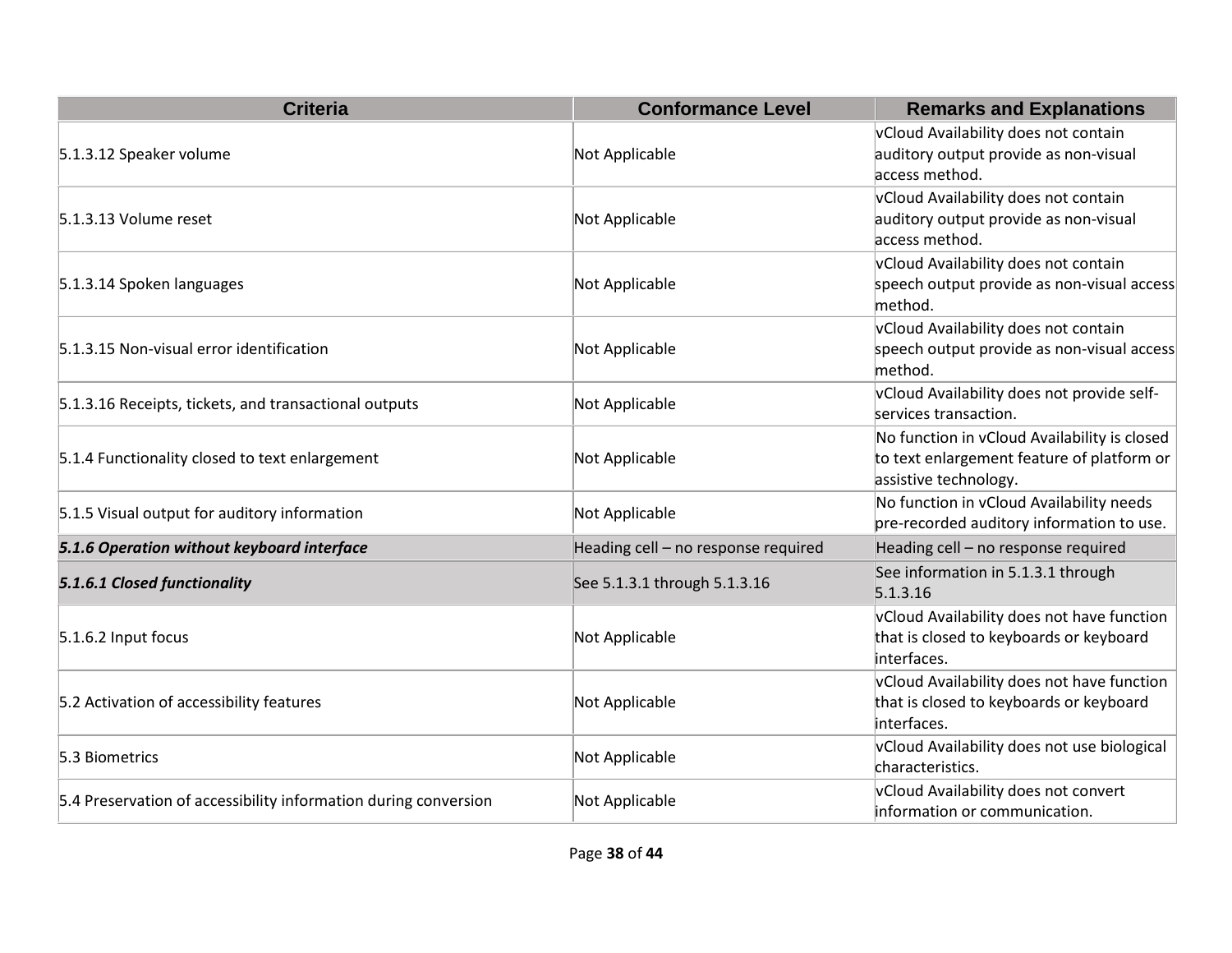| Criteria | Conformance Level | Remarks and Explanations |
| --- | --- | --- |
| 5.1.3.12 Speaker volume | Not Applicable | vCloud Availability does not contain auditory output provide as non-visual access method. |
| 5.1.3.13 Volume reset | Not Applicable | vCloud Availability does not contain auditory output provide as non-visual access method. |
| 5.1.3.14 Spoken languages | Not Applicable | vCloud Availability does not contain speech output provide as non-visual access method. |
| 5.1.3.15 Non-visual error identification | Not Applicable | vCloud Availability does not contain speech output provide as non-visual access method. |
| 5.1.3.16 Receipts, tickets, and transactional outputs | Not Applicable | vCloud Availability does not provide self-services transaction. |
| 5.1.4 Functionality closed to text enlargement | Not Applicable | No function in vCloud Availability is closed to text enlargement feature of platform or assistive technology. |
| 5.1.5 Visual output for auditory information | Not Applicable | No function in vCloud Availability needs pre-recorded auditory information to use. |
| ***5.1.6 Operation without keyboard interface*** | Heading cell – no response required | Heading cell – no response required |
| ***5.1.6.1 Closed functionality*** | See 5.1.3.1 through 5.1.3.16 | See information in 5.1.3.1 through 5.1.3.16 |
| 5.1.6.2 Input focus | Not Applicable | vCloud Availability does not have function that is closed to keyboards or keyboard interfaces. |
| 5.2 Activation of accessibility features | Not Applicable | vCloud Availability does not have function that is closed to keyboards or keyboard interfaces. |
| 5.3 Biometrics | Not Applicable | vCloud Availability does not use biological characteristics. |
| 5.4 Preservation of accessibility information during conversion | Not Applicable | vCloud Availability does not convert information or communication. |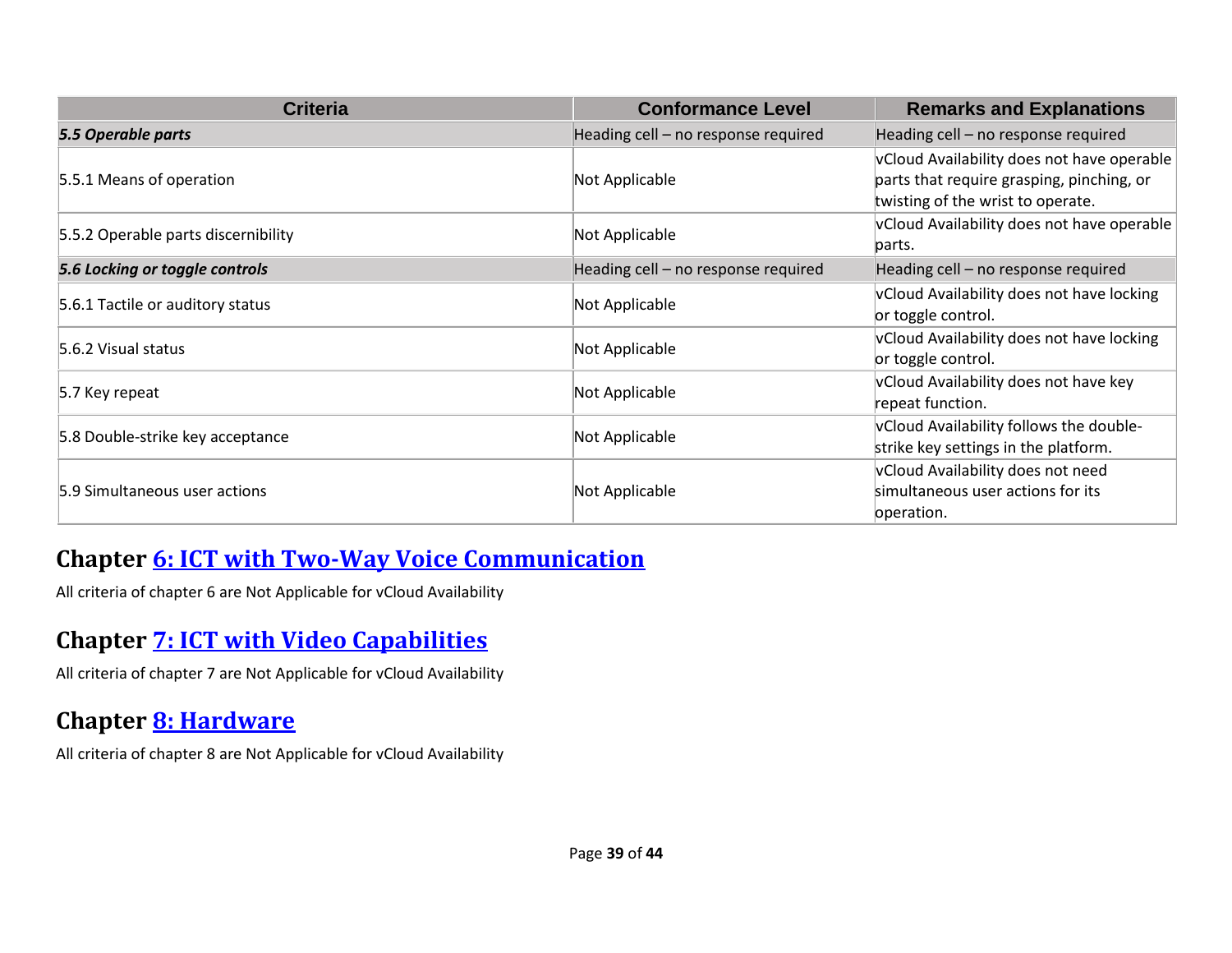| Criteria | Conformance Level | Remarks and Explanations |
|---|---|---|
| ***5.5 Operable parts*** | Heading cell – no response required | Heading cell – no response required |
| 5.5.1 Means of operation | Not Applicable | vCloud Availability does not have operable parts that require grasping, pinching, or twisting of the wrist to operate. |
| 5.5.2 Operable parts discernibility | Not Applicable | vCloud Availability does not have operable parts. |
| ***5.6 Locking or toggle controls*** | Heading cell – no response required | Heading cell – no response required |
| 5.6.1 Tactile or auditory status | Not Applicable | vCloud Availability does not have locking or toggle control. |
| 5.6.2 Visual status | Not Applicable | vCloud Availability does not have locking or toggle control. |
| 5.7 Key repeat | Not Applicable | vCloud Availability does not have key repeat function. |
| 5.8 Double-strike key acceptance | Not Applicable | vCloud Availability follows the double-strike key settings in the platform. |
| 5.9 Simultaneous user actions | Not Applicable | vCloud Availability does not need simultaneous user actions for its operation. |

## Chapter 6: ICT with Two-Way Voice Communication

All criteria of chapter 6 are Not Applicable for vCloud Availability

## Chapter 7: ICT with Video Capabilities

All criteria of chapter 7 are Not Applicable for vCloud Availability

## Chapter 8: Hardware

All criteria of chapter 8 are Not Applicable for vCloud Availability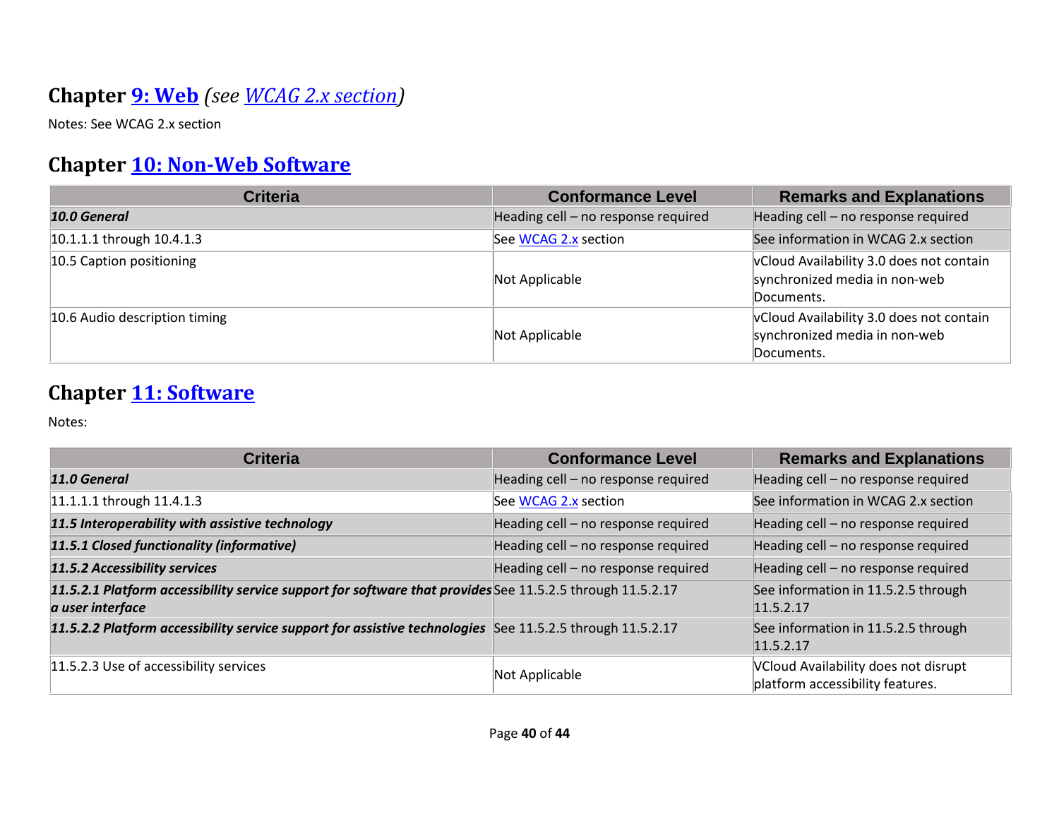## Chapter [9: Web](#) *(see [WCAG 2.x section](#))*

Notes: See WCAG 2.x section

## Chapter [10: Non-Web Software](#)

| Criteria | Conformance Level | Remarks and Explanations |
|---|---|---|
| ***10.0 General*** | Heading cell – no response required | Heading cell – no response required |
| 10.1.1.1 through 10.4.1.3 | See [WCAG 2.x](#) section | See information in WCAG 2.x section |
| 10.5 Caption positioning | Not Applicable | vCloud Availability 3.0 does not contain synchronized media in non-web Documents. |
| 10.6 Audio description timing | Not Applicable | vCloud Availability 3.0 does not contain synchronized media in non-web Documents. |

## Chapter [11: Software](#)

Notes:

| Criteria | Conformance Level | Remarks and Explanations |
|---|---|---|
| ***11.0 General*** | Heading cell – no response required | Heading cell – no response required |
| 11.1.1.1 through 11.4.1.3 | See [WCAG 2.x](#) section | See information in WCAG 2.x section |
| ***11.5 Interoperability with assistive technology*** | Heading cell – no response required | Heading cell – no response required |
| ***11.5.1 Closed functionality (informative)*** | Heading cell – no response required | Heading cell – no response required |
| ***11.5.2 Accessibility services*** | Heading cell – no response required | Heading cell – no response required |
| ***11.5.2.1 Platform accessibility service support for software that provides a user interface*** | See 11.5.2.5 through 11.5.2.17 | See information in 11.5.2.5 through 11.5.2.17 |
| ***11.5.2.2 Platform accessibility service support for assistive technologies*** | See 11.5.2.5 through 11.5.2.17 | See information in 11.5.2.5 through 11.5.2.17 |
| 11.5.2.3 Use of accessibility services | Not Applicable | VCloud Availability does not disrupt platform accessibility features. |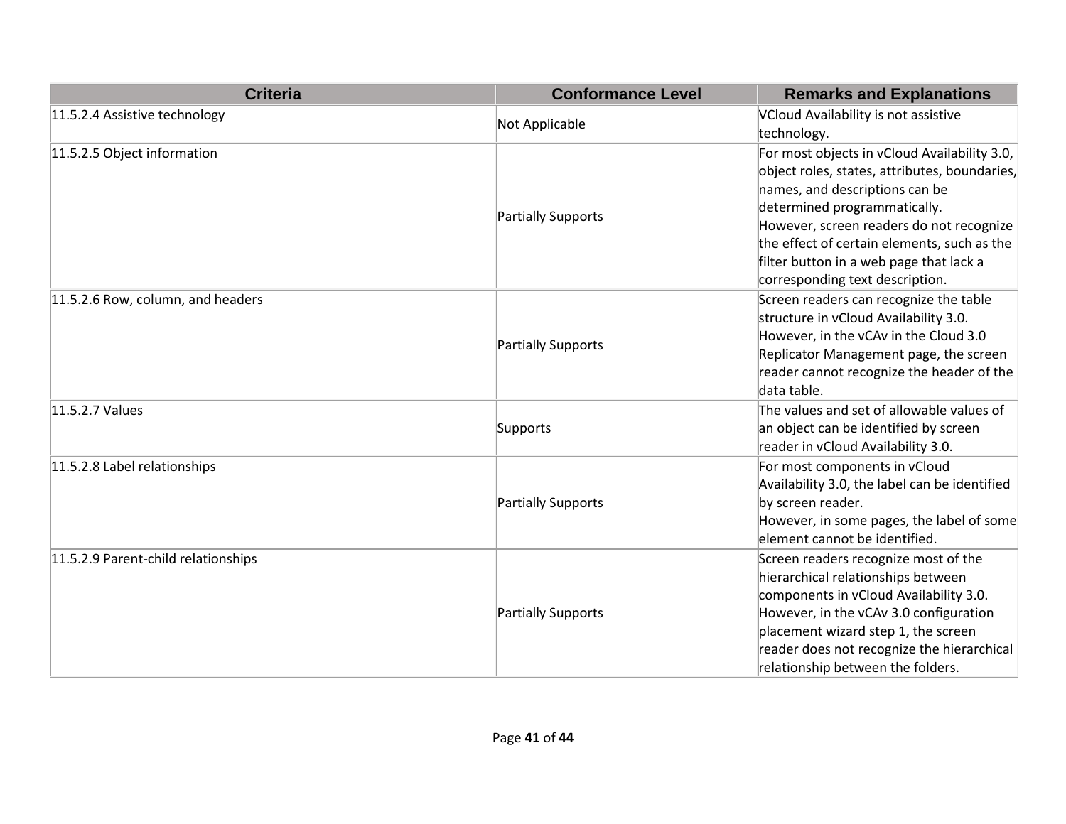| Criteria | Conformance Level | Remarks and Explanations |
| --- | --- | --- |
| 11.5.2.4 Assistive technology | Not Applicable | VCloud Availability is not assistive technology. |
| 11.5.2.5 Object information | Partially Supports | For most objects in vCloud Availability 3.0, object roles, states, attributes, boundaries, names, and descriptions can be determined programmatically.<br>However, screen readers do not recognize the effect of certain elements, such as the filter button in a web page that lack a corresponding text description. |
| 11.5.2.6 Row, column, and headers | Partially Supports | Screen readers can recognize the table structure in vCloud Availability 3.0.<br>However, in the vCAv in the Cloud 3.0 Replicator Management page, the screen reader cannot recognize the header of the data table. |
| 11.5.2.7 Values | Supports | The values and set of allowable values of an object can be identified by screen reader in vCloud Availability 3.0. |
| 11.5.2.8 Label relationships | Partially Supports | For most components in vCloud Availability 3.0, the label can be identified by screen reader.<br>However, in some pages, the label of some element cannot be identified. |
| 11.5.2.9 Parent-child relationships | Partially Supports | Screen readers recognize most of the hierarchical relationships between components in vCloud Availability 3.0.<br>However, in the vCAv 3.0 configuration placement wizard step 1, the screen reader does not recognize the hierarchical relationship between the folders. |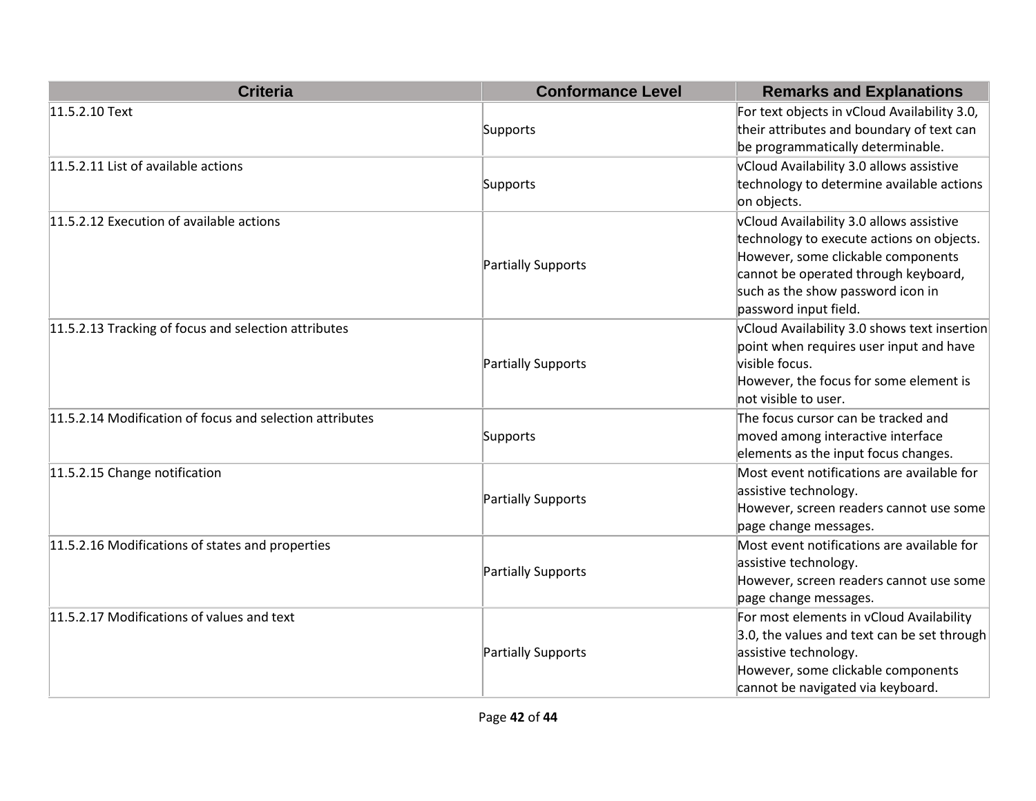| Criteria | Conformance Level | Remarks and Explanations |
|---|---|---|
| 11.5.2.10 Text | Supports | For text objects in vCloud Availability 3.0, their attributes and boundary of text can be programmatically determinable. |
| 11.5.2.11 List of available actions | Supports | vCloud Availability 3.0 allows assistive technology to determine available actions on objects. |
| 11.5.2.12 Execution of available actions | Partially Supports | vCloud Availability 3.0 allows assistive technology to execute actions on objects. However, some clickable components cannot be operated through keyboard, such as the show password icon in password input field. |
| 11.5.2.13 Tracking of focus and selection attributes | Partially Supports | vCloud Availability 3.0 shows text insertion point when requires user input and have visible focus.<br>However, the focus for some element is not visible to user. |
| 11.5.2.14 Modification of focus and selection attributes | Supports | The focus cursor can be tracked and moved among interactive interface elements as the input focus changes. |
| 11.5.2.15 Change notification | Partially Supports | Most event notifications are available for assistive technology.<br>However, screen readers cannot use some page change messages. |
| 11.5.2.16 Modifications of states and properties | Partially Supports | Most event notifications are available for assistive technology.<br>However, screen readers cannot use some page change messages. |
| 11.5.2.17 Modifications of values and text | Partially Supports | For most elements in vCloud Availability 3.0, the values and text can be set through assistive technology.<br>However, some clickable components cannot be navigated via keyboard. |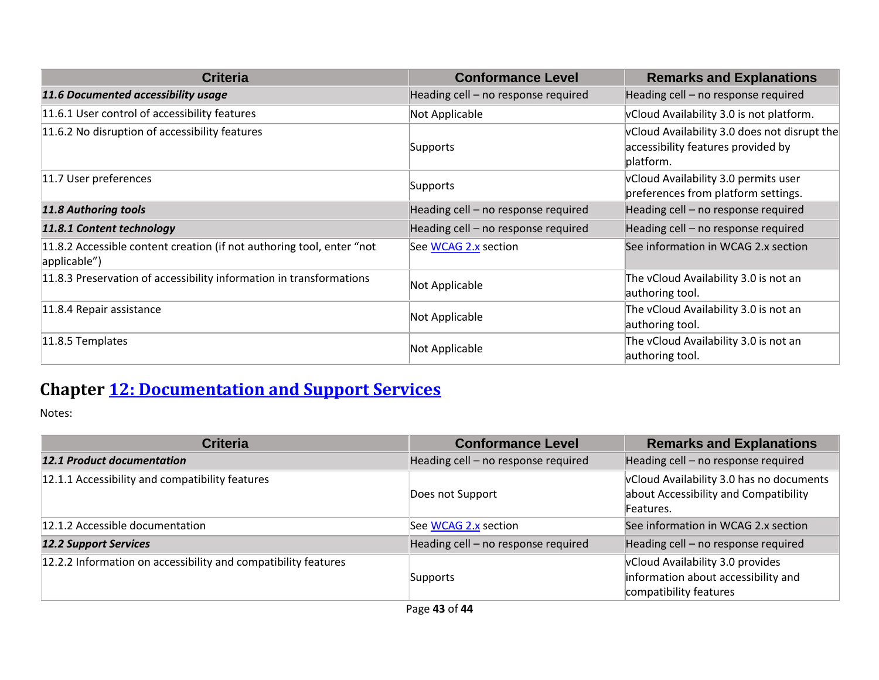| Criteria | Conformance Level | Remarks and Explanations |
| --- | --- | --- |
| ***11.6 Documented accessibility usage*** | Heading cell – no response required | Heading cell – no response required |
| 11.6.1 User control of accessibility features | Not Applicable | vCloud Availability 3.0 is not platform. |
| 11.6.2 No disruption of accessibility features | Supports | vCloud Availability 3.0 does not disrupt the accessibility features provided by platform. |
| 11.7 User preferences | Supports | vCloud Availability 3.0 permits user preferences from platform settings. |
| ***11.8 Authoring tools*** | Heading cell – no response required | Heading cell – no response required |
| ***11.8.1 Content technology*** | Heading cell – no response required | Heading cell – no response required |
| 11.8.2 Accessible content creation (if not authoring tool, enter "not applicable") | See [WCAG 2.x](#) section | See information in WCAG 2.x section |
| 11.8.3 Preservation of accessibility information in transformations | Not Applicable | The vCloud Availability 3.0 is not an authoring tool. |
| 11.8.4 Repair assistance | Not Applicable | The vCloud Availability 3.0 is not an authoring tool. |
| 11.8.5 Templates | Not Applicable | The vCloud Availability 3.0 is not an authoring tool. |

## Chapter [12: Documentation and Support Services](#)

Notes:

| Criteria | Conformance Level | Remarks and Explanations |
| --- | --- | --- |
| ***12.1 Product documentation*** | Heading cell – no response required | Heading cell – no response required |
| 12.1.1 Accessibility and compatibility features | Does not Support | vCloud Availability 3.0 has no documents about Accessibility and Compatibility Features. |
| 12.1.2 Accessible documentation | See [WCAG 2.x](#) section | See information in WCAG 2.x section |
| ***12.2 Support Services*** | Heading cell – no response required | Heading cell – no response required |
| 12.2.2 Information on accessibility and compatibility features | Supports | vCloud Availability 3.0 provides information about accessibility and compatibility features |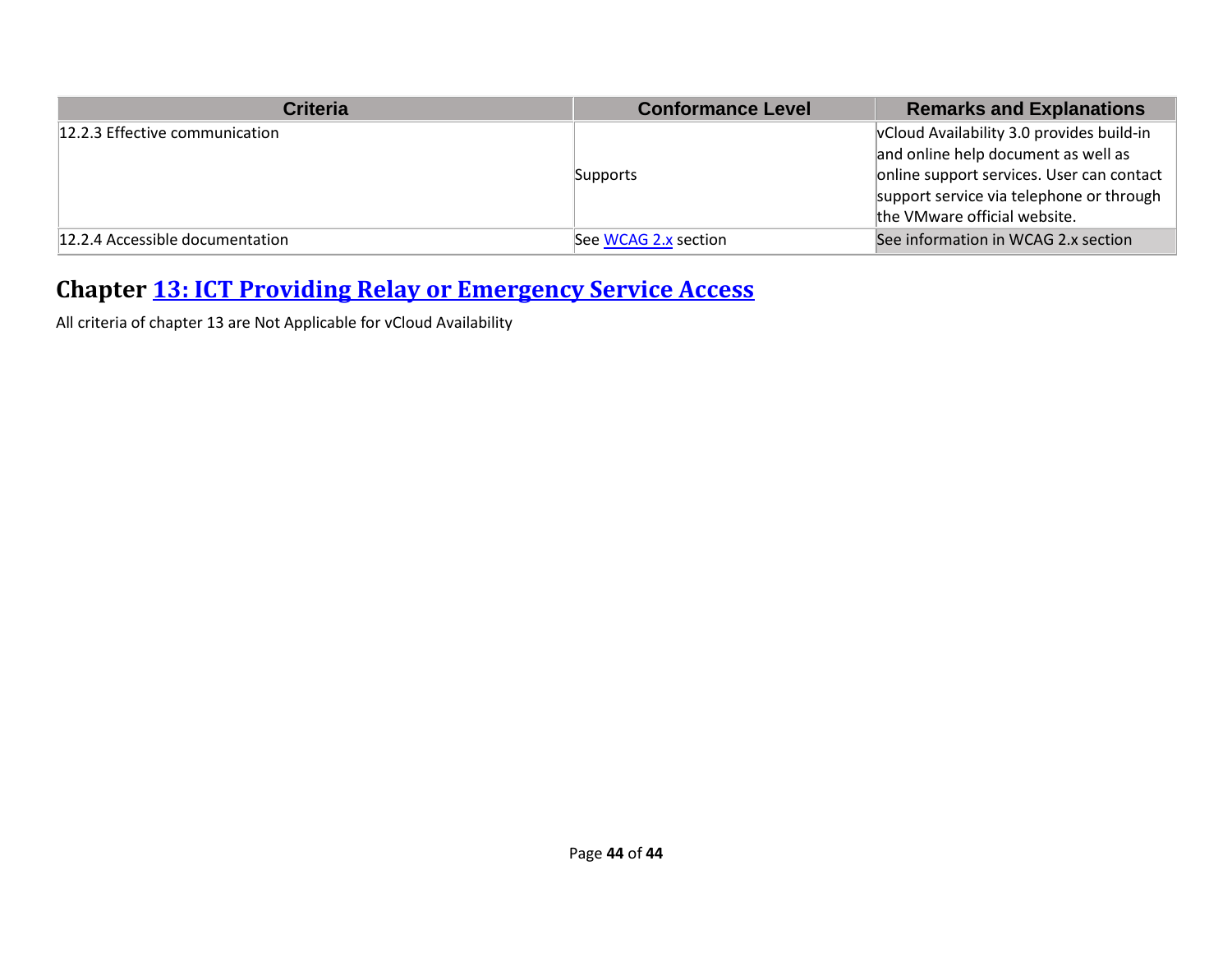| Criteria | Conformance Level | Remarks and Explanations |
| --- | --- | --- |
| 12.2.3 Effective communication | Supports | vCloud Availability 3.0 provides build-in and online help document as well as online support services. User can contact support service via telephone or through the VMware official website. |
| 12.2.4 Accessible documentation | See [WCAG 2.x](#) section | See information in WCAG 2.x section |

## Chapter [13: ICT Providing Relay or Emergency Service Access](#)

All criteria of chapter 13 are Not Applicable for vCloud Availability